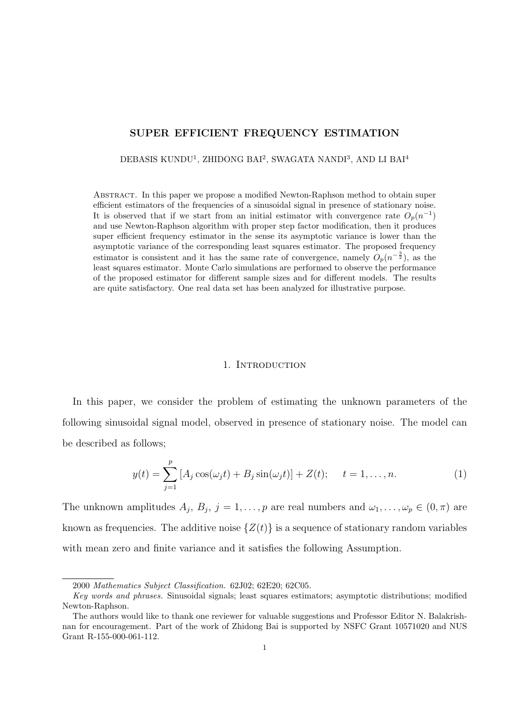# SUPER EFFICIENT FREQUENCY ESTIMATION

DEBASIS KUNDU[1], ZHIDONG BAI[2], SWAGATA NANDI[3], AND LI BAI[4]

Abstract. In this paper we propose a modified Newton-Raphson method to obtain super efficient estimators of the frequencies of a sinusoidal signal in presence of stationary noise. It is observed that if we start from an initial estimator with convergence rate $O_p(n^{-1})$ and use Newton-Raphson algorithm with proper step factor modification, then it produces super efficient frequency estimator in the sense its asymptotic variance is lower than the asymptotic variance of the corresponding least squares estimator. The proposed frequency estimator is consistent and it has the same rate of convergence, namely $O_p(n^{-\frac{3}{2}})$, as the least squares estimator. Monte Carlo simulations are performed to observe the performance of the proposed estimator for different sample sizes and for different models. The results are quite satisfactory. One real data set has been analyzed for illustrative purpose.

## 1. Introduction

In this paper, we consider the problem of estimating the unknown parameters of the following sinusoidal signal model, observed in presence of stationary noise. The model can be described as follows;

$$y(t) = \sum_{j=1}^{p} [A_j \cos(\omega_j t) + B_j \sin(\omega_j t)] + Z(t); \quad t = 1, \ldots, n. \tag{1}$$

The unknown amplitudes $A_j$, $B_j$, $j = 1, \ldots, p$ are real numbers and $\omega_1, \ldots, \omega_p \in (0, \pi)$ are known as frequencies. The additive noise $\{Z(t)\}$ is a sequence of stationary random variables with mean zero and finite variance and it satisfies the following Assumption.

---

2000 *Mathematics Subject Classification.* 62J02; 62E20; 62C05.

*Key words and phrases.* Sinusoidal signals; least squares estimators; asymptotic distributions; modified Newton-Raphson.

The authors would like to thank one reviewer for valuable suggestions and Professor Editor N. Balakrishnan for encouragement. Part of the work of Zhidong Bai is supported by NSFC Grant 10571020 and NUS Grant R-155-000-061-112.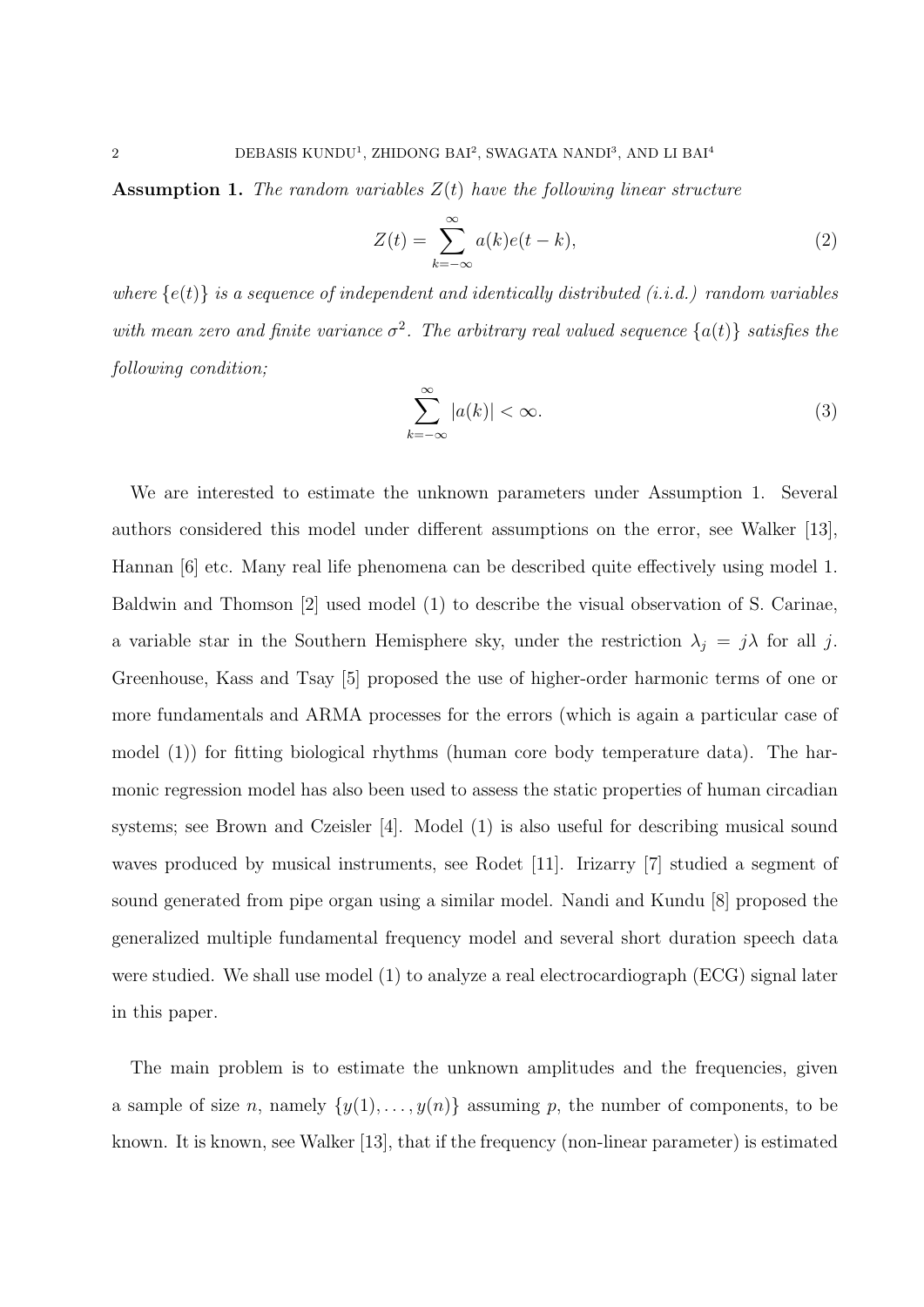**Assumption 1.** *The random variables $Z(t)$ have the following linear structure*

$$Z(t) = \sum_{k=-\infty}^{\infty} a(k)e(t-k), \tag{2}$$

*where $\{e(t)\}$ is a sequence of independent and identically distributed (i.i.d.) random variables with mean zero and finite variance $\sigma^2$. The arbitrary real valued sequence $\{a(t)\}$ satisfies the following condition;*

$$\sum_{k=-\infty}^{\infty} |a(k)| < \infty. \tag{3}$$

We are interested to estimate the unknown parameters under Assumption 1. Several authors considered this model under different assumptions on the error, see Walker [13], Hannan [6] etc. Many real life phenomena can be described quite effectively using model 1. Baldwin and Thomson [2] used model (1) to describe the visual observation of S. Carinae, a variable star in the Southern Hemisphere sky, under the restriction $\lambda_j = j\lambda$ for all $j$. Greenhouse, Kass and Tsay [5] proposed the use of higher-order harmonic terms of one or more fundamentals and ARMA processes for the errors (which is again a particular case of model (1)) for fitting biological rhythms (human core body temperature data). The harmonic regression model has also been used to assess the static properties of human circadian systems; see Brown and Czeisler [4]. Model (1) is also useful for describing musical sound waves produced by musical instruments, see Rodet [11]. Irizarry [7] studied a segment of sound generated from pipe organ using a similar model. Nandi and Kundu [8] proposed the generalized multiple fundamental frequency model and several short duration speech data were studied. We shall use model (1) to analyze a real electrocardiograph (ECG) signal later in this paper.

The main problem is to estimate the unknown amplitudes and the frequencies, given a sample of size $n$, namely $\{y(1), \ldots, y(n)\}$ assuming $p$, the number of components, to be known. It is known, see Walker [13], that if the frequency (non-linear parameter) is estimated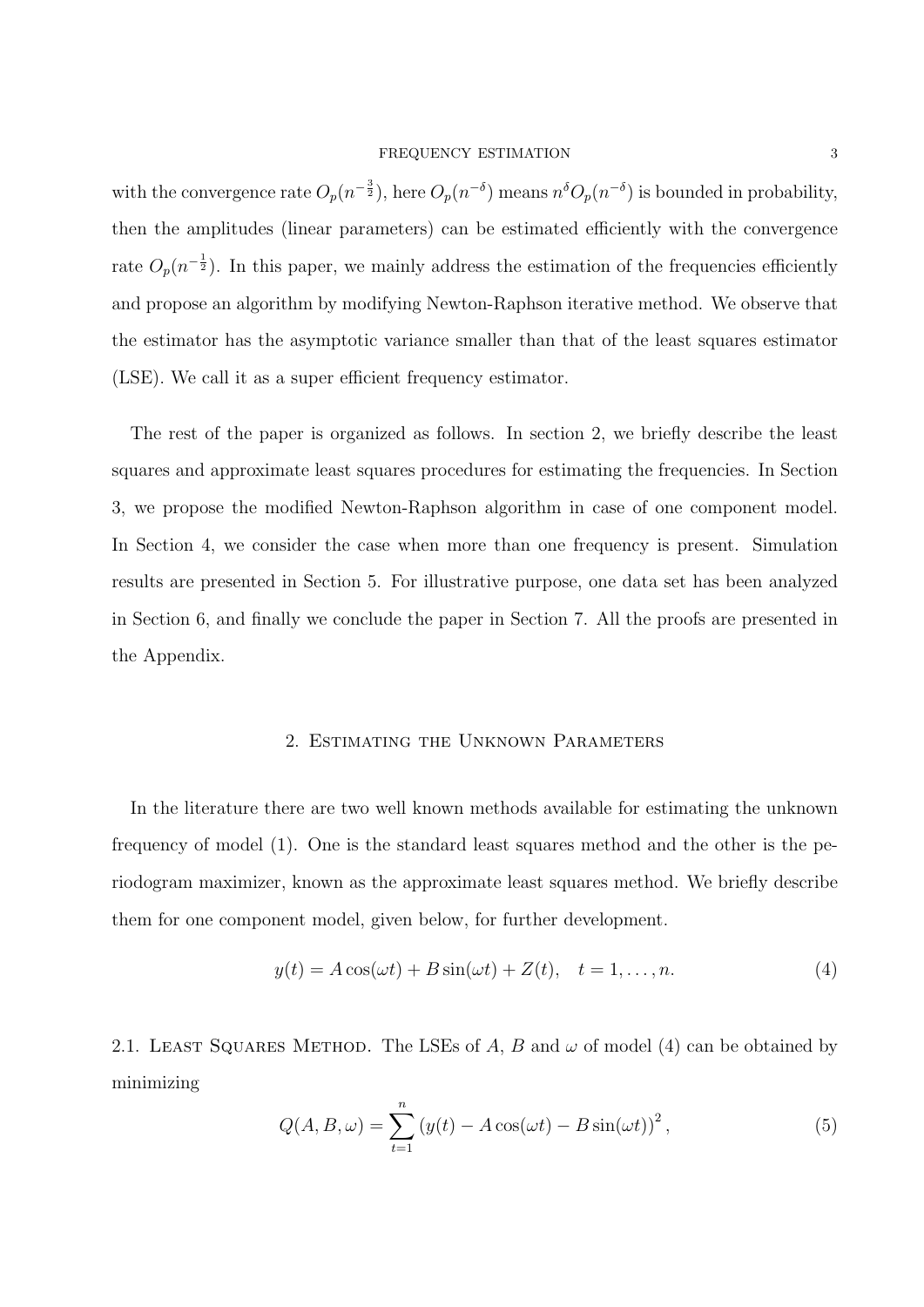with the convergence rate $O_p(n^{-\frac{3}{2}})$, here $O_p(n^{-\delta})$ means $n^{\delta}O_p(n^{-\delta})$ is bounded in probability, then the amplitudes (linear parameters) can be estimated efficiently with the convergence rate $O_p(n^{-\frac{1}{2}})$. In this paper, we mainly address the estimation of the frequencies efficiently and propose an algorithm by modifying Newton-Raphson iterative method. We observe that the estimator has the asymptotic variance smaller than that of the least squares estimator (LSE). We call it as a super efficient frequency estimator.

The rest of the paper is organized as follows. In section 2, we briefly describe the least squares and approximate least squares procedures for estimating the frequencies. In Section 3, we propose the modified Newton-Raphson algorithm in case of one component model. In Section 4, we consider the case when more than one frequency is present. Simulation results are presented in Section 5. For illustrative purpose, one data set has been analyzed in Section 6, and finally we conclude the paper in Section 7. All the proofs are presented in the Appendix.

## 2. Estimating the Unknown Parameters

In the literature there are two well known methods available for estimating the unknown frequency of model (1). One is the standard least squares method and the other is the periodogram maximizer, known as the approximate least squares method. We briefly describe them for one component model, given below, for further development.

$$y(t) = A\cos(\omega t) + B\sin(\omega t) + Z(t), \quad t = 1, \ldots, n. \tag{4}$$

2.1. Least Squares Method. The LSEs of $A$, $B$ and $\omega$ of model (4) can be obtained by minimizing

$$Q(A, B, \omega) = \sum_{t=1}^{n} \left(y(t) - A\cos(\omega t) - B\sin(\omega t)\right)^2, \tag{5}$$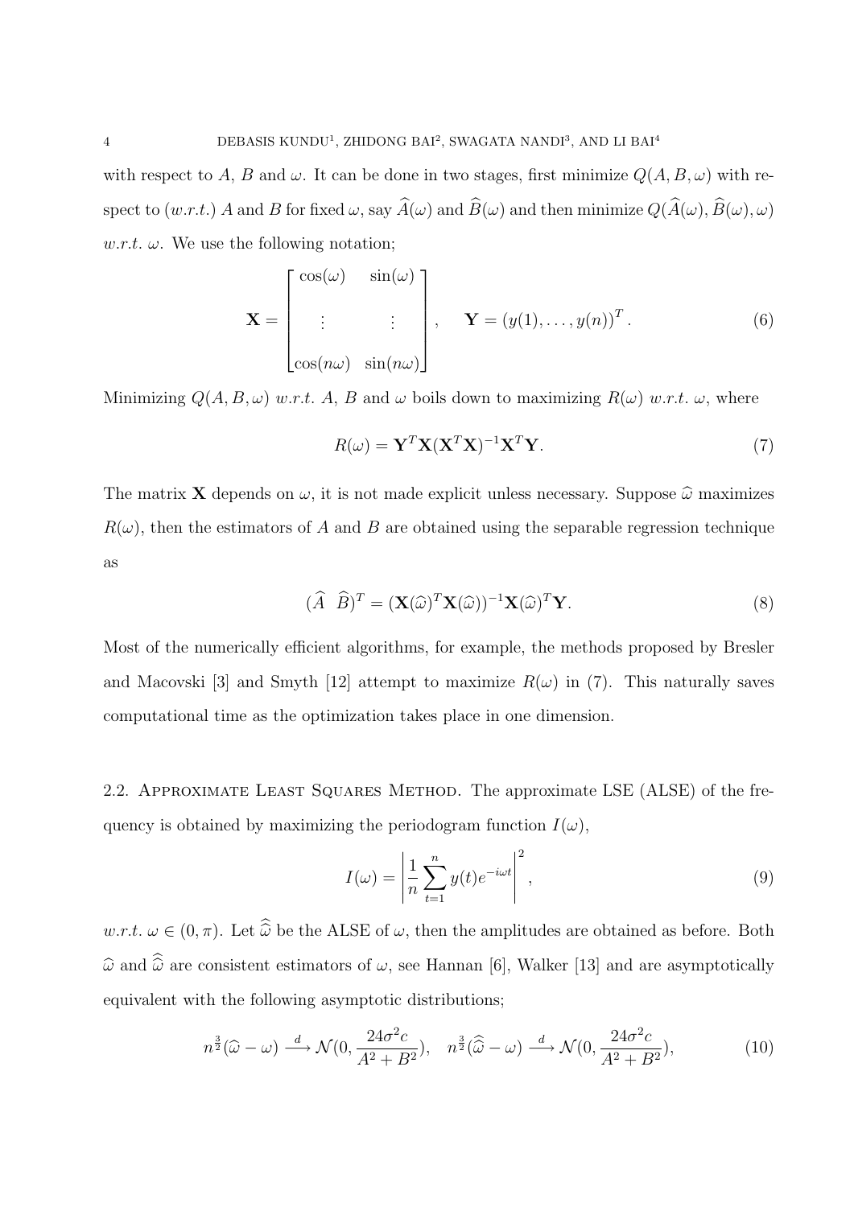with respect to $A$, $B$ and $\omega$. It can be done in two stages, first minimize $Q(A, B, \omega)$ with respect to (*w.r.t.*) $A$ and $B$ for fixed $\omega$, say $\widehat{A}(\omega)$ and $\widehat{B}(\omega)$ and then minimize $Q(\widehat{A}(\omega), \widehat{B}(\omega), \omega)$ *w.r.t.* $\omega$. We use the following notation;

$$\mathbf{X} = \begin{bmatrix} \cos(\omega) & \sin(\omega) \\ \vdots & \vdots \\ \cos(n\omega) & \sin(n\omega) \end{bmatrix}, \quad \mathbf{Y} = (y(1), \ldots, y(n))^T. \tag{6}$$

Minimizing $Q(A, B, \omega)$ *w.r.t.* $A$, $B$ and $\omega$ boils down to maximizing $R(\omega)$ *w.r.t.* $\omega$, where

$$R(\omega) = \mathbf{Y}^T \mathbf{X}(\mathbf{X}^T \mathbf{X})^{-1} \mathbf{X}^T \mathbf{Y}. \tag{7}$$

The matrix $\mathbf{X}$ depends on $\omega$, it is not made explicit unless necessary. Suppose $\widehat{\omega}$ maximizes $R(\omega)$, then the estimators of $A$ and $B$ are obtained using the separable regression technique as

$$(\widehat{A} \;\; \widehat{B})^T = (\mathbf{X}(\widehat{\omega})^T \mathbf{X}(\widehat{\omega}))^{-1} \mathbf{X}(\widehat{\omega})^T \mathbf{Y}. \tag{8}$$

Most of the numerically efficient algorithms, for example, the methods proposed by Bresler and Macovski [3] and Smyth [12] attempt to maximize $R(\omega)$ in (7). This naturally saves computational time as the optimization takes place in one dimension.

2.2. Approximate Least Squares Method. The approximate LSE (ALSE) of the frequency is obtained by maximizing the periodogram function $I(\omega)$,

$$I(\omega) = \left| \frac{1}{n} \sum_{t=1}^{n} y(t) e^{-i\omega t} \right|^2, \tag{9}$$

*w.r.t.* $\omega \in (0, \pi)$. Let $\widehat{\widehat{\omega}}$ be the ALSE of $\omega$, then the amplitudes are obtained as before. Both $\widehat{\omega}$ and $\widehat{\widehat{\omega}}$ are consistent estimators of $\omega$, see Hannan [6], Walker [13] and are asymptotically equivalent with the following asymptotic distributions;

$$n^{\frac{3}{2}}(\widehat{\omega} - \omega) \xrightarrow{d} \mathcal{N}(0, \frac{24\sigma^2 c}{A^2 + B^2}), \quad n^{\frac{3}{2}}(\widehat{\widehat{\omega}} - \omega) \xrightarrow{d} \mathcal{N}(0, \frac{24\sigma^2 c}{A^2 + B^2}), \tag{10}$$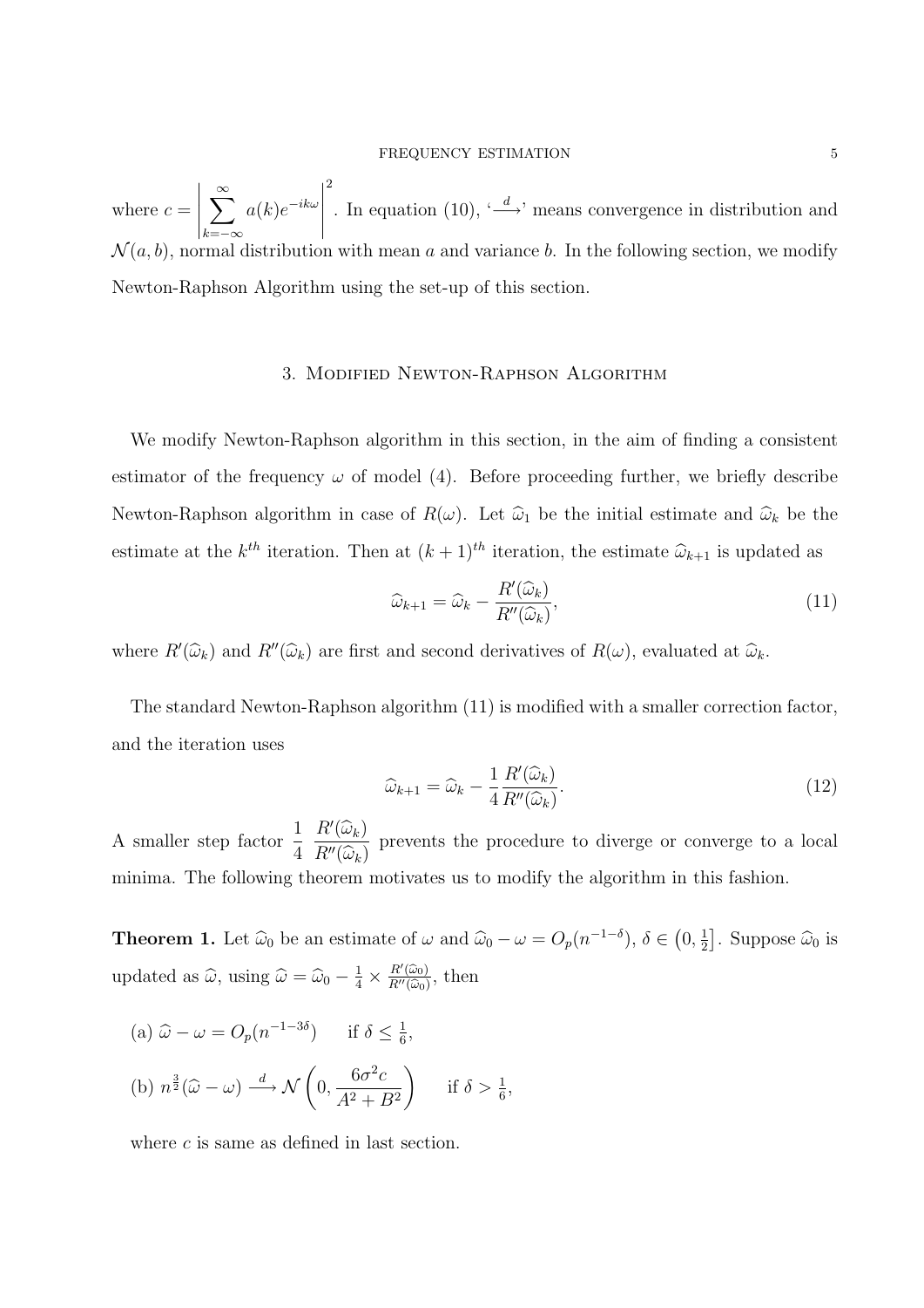where $c = \left| \sum_{k=-\infty}^{\infty} a(k)e^{-ik\omega} \right|^2$. In equation (10), '$\xrightarrow{d}$' means convergence in distribution and $\mathcal{N}(a, b)$, normal distribution with mean $a$ and variance $b$. In the following section, we modify Newton-Raphson Algorithm using the set-up of this section.

## 3. Modified Newton-Raphson Algorithm

We modify Newton-Raphson algorithm in this section, in the aim of finding a consistent estimator of the frequency $\omega$ of model (4). Before proceeding further, we briefly describe Newton-Raphson algorithm in case of $R(\omega)$. Let $\widehat{\omega}_1$ be the initial estimate and $\widehat{\omega}_k$ be the estimate at the $k^{th}$ iteration. Then at $(k+1)^{th}$ iteration, the estimate $\widehat{\omega}_{k+1}$ is updated as

$$\widehat{\omega}_{k+1} = \widehat{\omega}_k - \frac{R'(\widehat{\omega}_k)}{R''(\widehat{\omega}_k)}, \tag{11}$$

where $R'(\widehat{\omega}_k)$ and $R''(\widehat{\omega}_k)$ are first and second derivatives of $R(\omega)$, evaluated at $\widehat{\omega}_k$.

The standard Newton-Raphson algorithm (11) is modified with a smaller correction factor, and the iteration uses

$$\widehat{\omega}_{k+1} = \widehat{\omega}_k - \frac{1}{4} \frac{R'(\widehat{\omega}_k)}{R''(\widehat{\omega}_k)}. \tag{12}$$

A smaller step factor $\dfrac{1}{4} \; \dfrac{R'(\widehat{\omega}_k)}{R''(\widehat{\omega}_k)}$ prevents the procedure to diverge or converge to a local minima. The following theorem motivates us to modify the algorithm in this fashion.

**Theorem 1.** Let $\widehat{\omega}_0$ be an estimate of $\omega$ and $\widehat{\omega}_0 - \omega = O_p(n^{-1-\delta})$, $\delta \in \left(0, \frac{1}{2}\right]$. Suppose $\widehat{\omega}_0$ is updated as $\widehat{\omega}$, using $\widehat{\omega} = \widehat{\omega}_0 - \frac{1}{4} \times \frac{R'(\widehat{\omega}_0)}{R''(\widehat{\omega}_0)}$, then

(a) $\widehat{\omega} - \omega = O_p(n^{-1-3\delta}) \qquad$ if $\delta \leq \frac{1}{6}$,

(b) $n^{\frac{3}{2}}(\widehat{\omega} - \omega) \xrightarrow{d} \mathcal{N}\left(0, \dfrac{6\sigma^2 c}{A^2 + B^2}\right) \qquad$ if $\delta > \frac{1}{6}$,

where $c$ is same as defined in last section.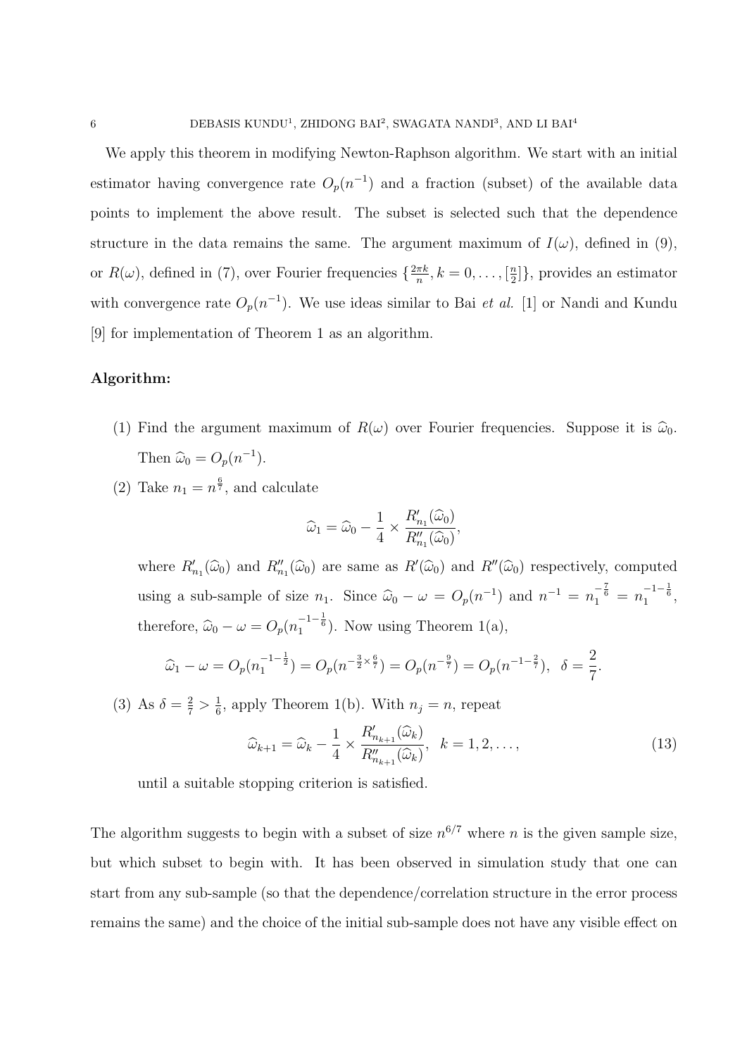We apply this theorem in modifying Newton-Raphson algorithm. We start with an initial estimator having convergence rate $O_p(n^{-1})$ and a fraction (subset) of the available data points to implement the above result. The subset is selected such that the dependence structure in the data remains the same. The argument maximum of $I(\omega)$, defined in (9), or $R(\omega)$, defined in (7), over Fourier frequencies $\{\frac{2\pi k}{n}, k = 0, \ldots, [\frac{n}{2}]\}$, provides an estimator with convergence rate $O_p(n^{-1})$. We use ideas similar to Bai *et al.* [1] or Nandi and Kundu [9] for implementation of Theorem 1 as an algorithm.

**Algorithm:**

(1) Find the argument maximum of $R(\omega)$ over Fourier frequencies. Suppose it is $\widehat{\omega}_0$. Then $\widehat{\omega}_0 = O_p(n^{-1})$.

(2) Take $n_1 = n^{\frac{6}{7}}$, and calculate

$$\widehat{\omega}_1 = \widehat{\omega}_0 - \frac{1}{4} \times \frac{R'_{n_1}(\widehat{\omega}_0)}{R''_{n_1}(\widehat{\omega}_0)},$$

where $R'_{n_1}(\widehat{\omega}_0)$ and $R''_{n_1}(\widehat{\omega}_0)$ are same as $R'(\widehat{\omega}_0)$ and $R''(\widehat{\omega}_0)$ respectively, computed using a sub-sample of size $n_1$. Since $\widehat{\omega}_0 - \omega = O_p(n^{-1})$ and $n^{-1} = n_1^{-\frac{7}{6}} = n_1^{-1-\frac{1}{6}}$, therefore, $\widehat{\omega}_0 - \omega = O_p(n_1^{-1-\frac{1}{6}})$. Now using Theorem 1(a),

$$\widehat{\omega}_1 - \omega = O_p(n_1^{-1-\frac{1}{2}}) = O_p(n^{-\frac{3}{2}\times\frac{6}{7}}) = O_p(n^{-\frac{9}{7}}) = O_p(n^{-1-\frac{2}{7}}), \quad \delta = \frac{2}{7}.$$

(3) As $\delta = \frac{2}{7} > \frac{1}{6}$, apply Theorem 1(b). With $n_j = n$, repeat

$$\widehat{\omega}_{k+1} = \widehat{\omega}_k - \frac{1}{4} \times \frac{R'_{n_{k+1}}(\widehat{\omega}_k)}{R''_{n_{k+1}}(\widehat{\omega}_k)}, \quad k = 1, 2, \ldots, \tag{13}$$

until a suitable stopping criterion is satisfied.

The algorithm suggests to begin with a subset of size $n^{6/7}$ where $n$ is the given sample size, but which subset to begin with. It has been observed in simulation study that one can start from any sub-sample (so that the dependence/correlation structure in the error process remains the same) and the choice of the initial sub-sample does not have any visible effect on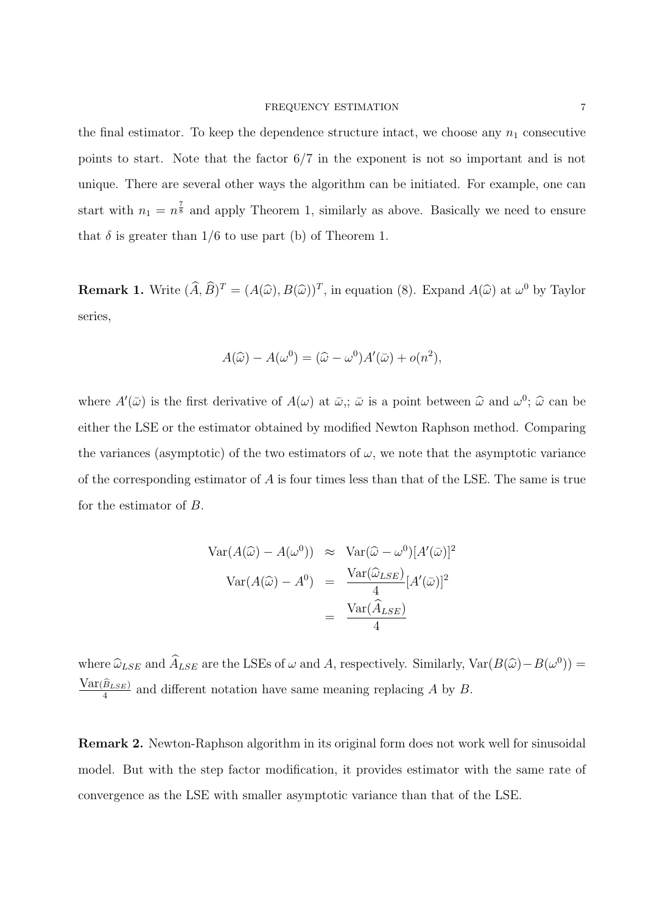the final estimator. To keep the dependence structure intact, we choose any $n_1$ consecutive points to start. Note that the factor 6/7 in the exponent is not so important and is not unique. There are several other ways the algorithm can be initiated. For example, one can start with $n_1 = n^{\frac{7}{8}}$ and apply Theorem 1, similarly as above. Basically we need to ensure that $\delta$ is greater than 1/6 to use part (b) of Theorem 1.

**Remark 1.** Write $(\widehat{A}, \widehat{B})^T = (A(\widehat{\omega}), B(\widehat{\omega}))^T$, in equation (8). Expand $A(\widehat{\omega})$ at $\omega^0$ by Taylor series,

$$A(\widehat{\omega}) - A(\omega^0) = (\widehat{\omega} - \omega^0)A'(\bar{\omega}) + o(n^2),$$

where $A'(\bar{\omega})$ is the first derivative of $A(\omega)$ at $\bar{\omega}$,; $\bar{\omega}$ is a point between $\widehat{\omega}$ and $\omega^0$; $\widehat{\omega}$ can be either the LSE or the estimator obtained by modified Newton Raphson method. Comparing the variances (asymptotic) of the two estimators of $\omega$, we note that the asymptotic variance of the corresponding estimator of $A$ is four times less than that of the LSE. The same is true for the estimator of $B$.

$$\begin{aligned}
\mathrm{Var}(A(\widehat{\omega}) - A(\omega^0)) &\approx \mathrm{Var}(\widehat{\omega} - \omega^0)[A'(\bar{\omega})]^2 \\
\mathrm{Var}(A(\widehat{\omega}) - A^0) &= \frac{\mathrm{Var}(\widehat{\omega}_{LSE})}{4}[A'(\bar{\omega})]^2 \\
&= \frac{\mathrm{Var}(\widehat{A}_{LSE})}{4}
\end{aligned}$$

where $\widehat{\omega}_{LSE}$ and $\widehat{A}_{LSE}$ are the LSEs of $\omega$ and $A$, respectively. Similarly, $\mathrm{Var}(B(\widehat{\omega}) - B(\omega^0)) = \frac{\mathrm{Var}(\widehat{B}_{LSE})}{4}$ and different notation have same meaning replacing $A$ by $B$.

**Remark 2.** Newton-Raphson algorithm in its original form does not work well for sinusoidal model. But with the step factor modification, it provides estimator with the same rate of convergence as the LSE with smaller asymptotic variance than that of the LSE.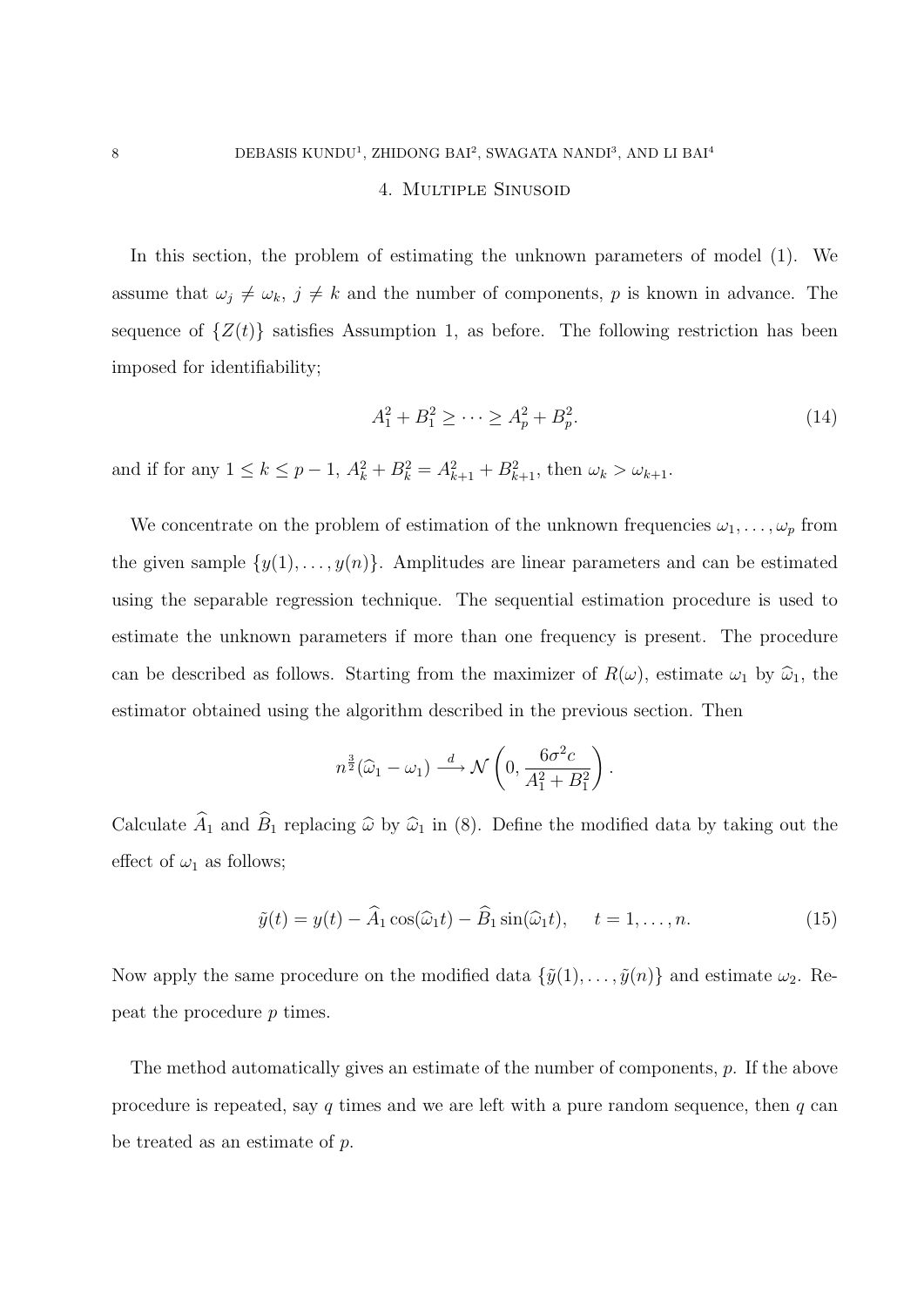## 4. Multiple Sinusoid

In this section, the problem of estimating the unknown parameters of model (1). We assume that $\omega_j \neq \omega_k,\ j \neq k$ and the number of components, $p$ is known in advance. The sequence of $\{Z(t)\}$ satisfies Assumption 1, as before. The following restriction has been imposed for identifiability;

$$A_1^2 + B_1^2 \geq \cdots \geq A_p^2 + B_p^2. \tag{14}$$

and if for any $1 \leq k \leq p-1$, $A_k^2 + B_k^2 = A_{k+1}^2 + B_{k+1}^2$, then $\omega_k > \omega_{k+1}$.

We concentrate on the problem of estimation of the unknown frequencies $\omega_1, \ldots, \omega_p$ from the given sample $\{y(1), \ldots, y(n)\}$. Amplitudes are linear parameters and can be estimated using the separable regression technique. The sequential estimation procedure is used to estimate the unknown parameters if more than one frequency is present. The procedure can be described as follows. Starting from the maximizer of $R(\omega)$, estimate $\omega_1$ by $\widehat{\omega}_1$, the estimator obtained using the algorithm described in the previous section. Then

$$n^{\frac{3}{2}}(\widehat{\omega}_1 - \omega_1) \xrightarrow{d} \mathcal{N}\left(0, \frac{6\sigma^2 c}{A_1^2 + B_1^2}\right).$$

Calculate $\widehat{A}_1$ and $\widehat{B}_1$ replacing $\widehat{\omega}$ by $\widehat{\omega}_1$ in (8). Define the modified data by taking out the effect of $\omega_1$ as follows;

$$\tilde{y}(t) = y(t) - \widehat{A}_1 \cos(\widehat{\omega}_1 t) - \widehat{B}_1 \sin(\widehat{\omega}_1 t), \qquad t = 1, \ldots, n. \tag{15}$$

Now apply the same procedure on the modified data $\{\tilde{y}(1), \ldots, \tilde{y}(n)\}$ and estimate $\omega_2$. Repeat the procedure $p$ times.

The method automatically gives an estimate of the number of components, $p$. If the above procedure is repeated, say $q$ times and we are left with a pure random sequence, then $q$ can be treated as an estimate of $p$.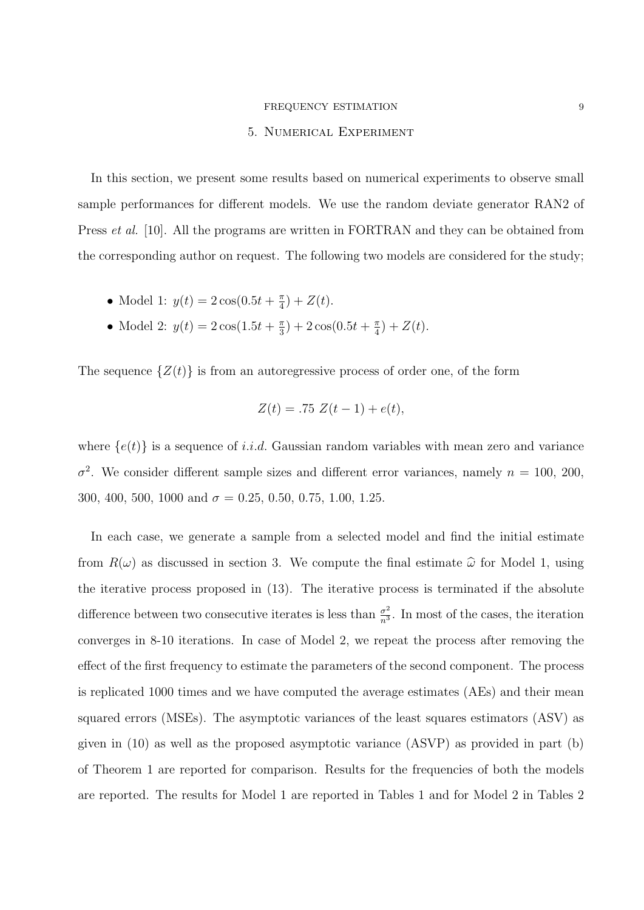## 5. Numerical Experiment

In this section, we present some results based on numerical experiments to observe small sample performances for different models. We use the random deviate generator RAN2 of Press *et al.* [10]. All the programs are written in FORTRAN and they can be obtained from the corresponding author on request. The following two models are considered for the study;

- Model 1: $y(t) = 2\cos(0.5t + \frac{\pi}{4}) + Z(t)$.
- Model 2: $y(t) = 2\cos(1.5t + \frac{\pi}{3}) + 2\cos(0.5t + \frac{\pi}{4}) + Z(t)$.

The sequence $\{Z(t)\}$ is from an autoregressive process of order one, of the form

$$Z(t) = .75\ Z(t-1) + e(t),$$

where $\{e(t)\}$ is a sequence of *i.i.d.* Gaussian random variables with mean zero and variance $\sigma^2$. We consider different sample sizes and different error variances, namely $n$ = 100, 200, 300, 400, 500, 1000 and $\sigma$ = 0.25, 0.50, 0.75, 1.00, 1.25.

In each case, we generate a sample from a selected model and find the initial estimate from $R(\omega)$ as discussed in section 3. We compute the final estimate $\widehat{\omega}$ for Model 1, using the iterative process proposed in (13). The iterative process is terminated if the absolute difference between two consecutive iterates is less than $\frac{\sigma^2}{n^3}$. In most of the cases, the iteration converges in 8-10 iterations. In case of Model 2, we repeat the process after removing the effect of the first frequency to estimate the parameters of the second component. The process is replicated 1000 times and we have computed the average estimates (AEs) and their mean squared errors (MSEs). The asymptotic variances of the least squares estimators (ASV) as given in (10) as well as the proposed asymptotic variance (ASVP) as provided in part (b) of Theorem 1 are reported for comparison. Results for the frequencies of both the models are reported. The results for Model 1 are reported in Tables 1 and for Model 2 in Tables 2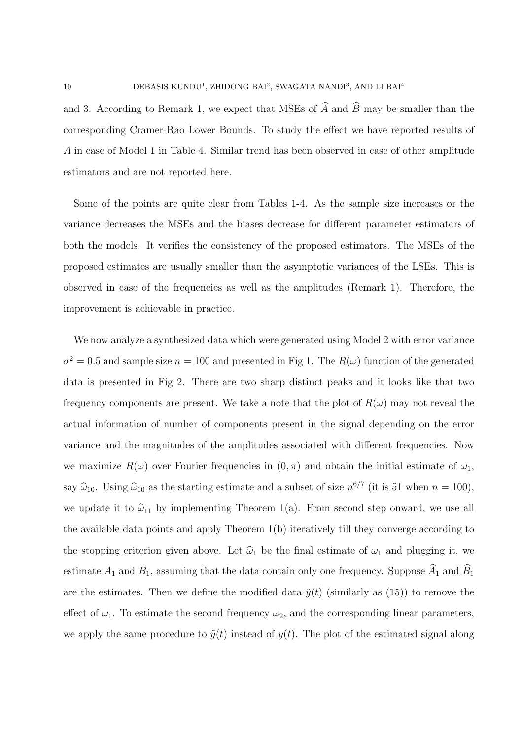and 3. According to Remark 1, we expect that MSEs of $\widehat{A}$ and $\widehat{B}$ may be smaller than the corresponding Cramer-Rao Lower Bounds. To study the effect we have reported results of $A$ in case of Model 1 in Table 4. Similar trend has been observed in case of other amplitude estimators and are not reported here.

Some of the points are quite clear from Tables 1-4. As the sample size increases or the variance decreases the MSEs and the biases decrease for different parameter estimators of both the models. It verifies the consistency of the proposed estimators. The MSEs of the proposed estimates are usually smaller than the asymptotic variances of the LSEs. This is observed in case of the frequencies as well as the amplitudes (Remark 1). Therefore, the improvement is achievable in practice.

We now analyze a synthesized data which were generated using Model 2 with error variance $\sigma^2 = 0.5$ and sample size $n = 100$ and presented in Fig 1. The $R(\omega)$ function of the generated data is presented in Fig 2. There are two sharp distinct peaks and it looks like that two frequency components are present. We take a note that the plot of $R(\omega)$ may not reveal the actual information of number of components present in the signal depending on the error variance and the magnitudes of the amplitudes associated with different frequencies. Now we maximize $R(\omega)$ over Fourier frequencies in $(0, \pi)$ and obtain the initial estimate of $\omega_1$, say $\widehat{\omega}_{10}$. Using $\widehat{\omega}_{10}$ as the starting estimate and a subset of size $n^{6/7}$ (it is 51 when $n = 100$), we update it to $\widehat{\omega}_{11}$ by implementing Theorem 1(a). From second step onward, we use all the available data points and apply Theorem 1(b) iteratively till they converge according to the stopping criterion given above. Let $\widehat{\omega}_1$ be the final estimate of $\omega_1$ and plugging it, we estimate $A_1$ and $B_1$, assuming that the data contain only one frequency. Suppose $\widehat{A}_1$ and $\widehat{B}_1$ are the estimates. Then we define the modified data $\tilde{y}(t)$ (similarly as (15)) to remove the effect of $\omega_1$. To estimate the second frequency $\omega_2$, and the corresponding linear parameters, we apply the same procedure to $\tilde{y}(t)$ instead of $y(t)$. The plot of the estimated signal along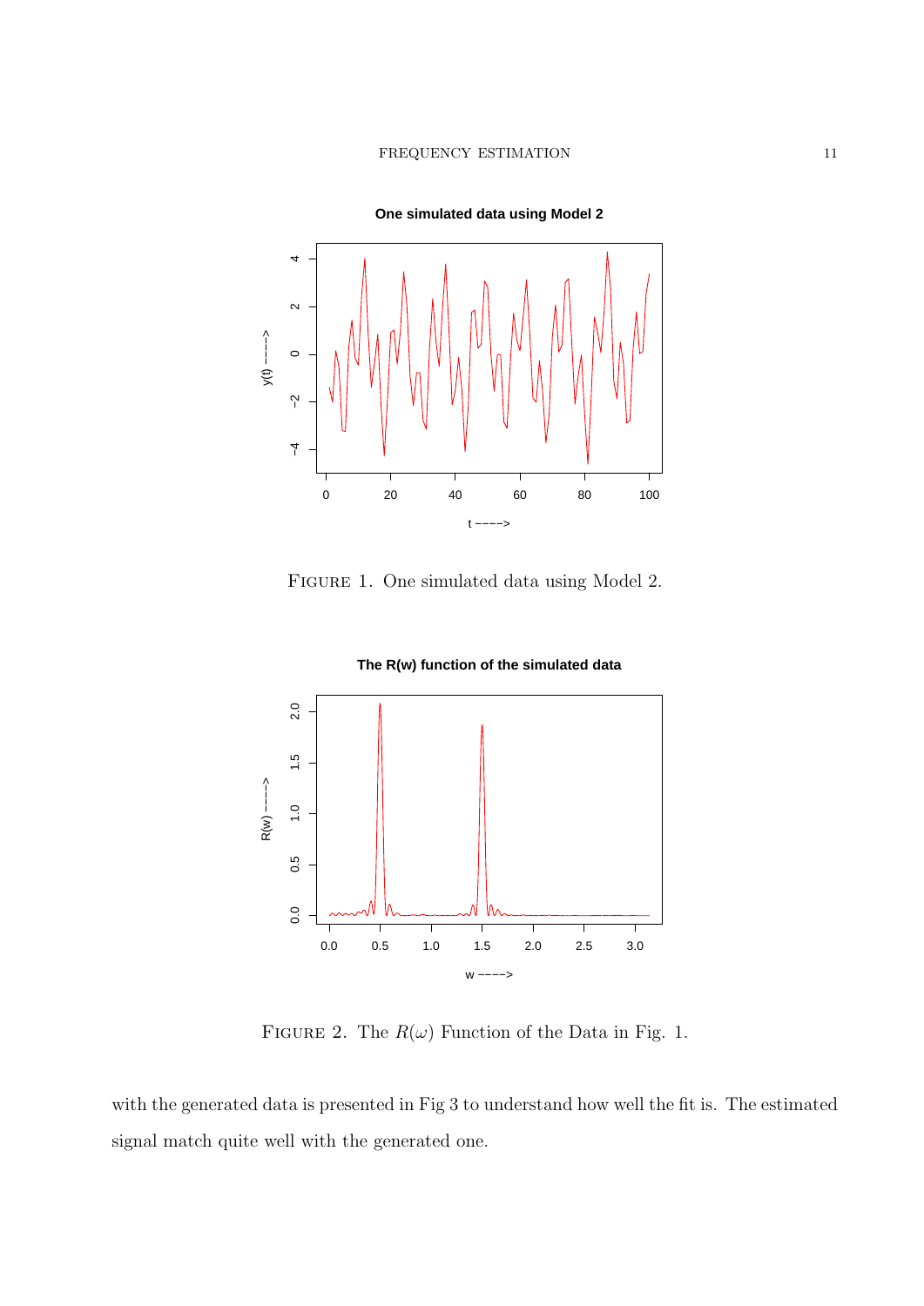FIGURE 1. One simulated data using Model 2.

FIGURE 2. The $R(\omega)$ Function of the Data in Fig. 1.

with the generated data is presented in Fig 3 to understand how well the fit is. The estimated signal match quite well with the generated one.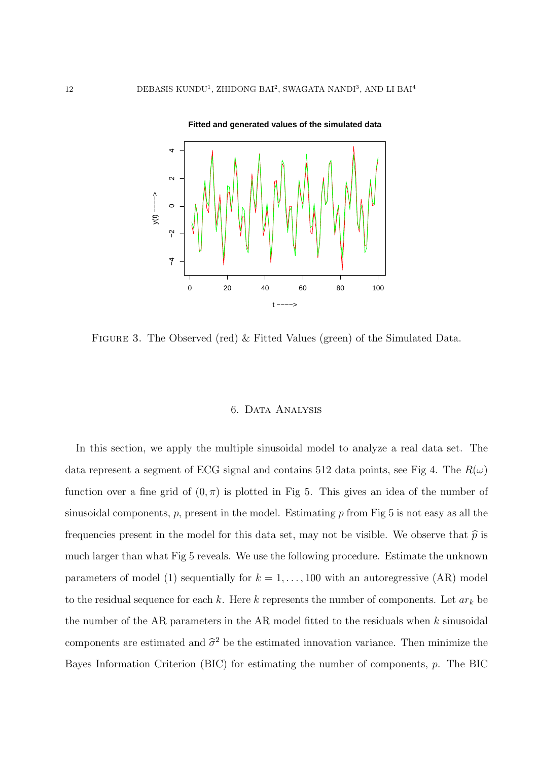Figure 3. The Observed (red) & Fitted Values (green) of the Simulated Data.

## 6. Data Analysis

In this section, we apply the multiple sinusoidal model to analyze a real data set. The data represent a segment of ECG signal and contains 512 data points, see Fig 4. The $R(\omega)$ function over a fine grid of $(0, \pi)$ is plotted in Fig 5. This gives an idea of the number of sinusoidal components, $p$, present in the model. Estimating $p$ from Fig 5 is not easy as all the frequencies present in the model for this data set, may not be visible. We observe that $\widehat{p}$ is much larger than what Fig 5 reveals. We use the following procedure. Estimate the unknown parameters of model (1) sequentially for $k = 1, \ldots, 100$ with an autoregressive (AR) model to the residual sequence for each $k$. Here $k$ represents the number of components. Let $ar_k$ be the number of the AR parameters in the AR model fitted to the residuals when $k$ sinusoidal components are estimated and $\widehat{\sigma}^2$ be the estimated innovation variance. Then minimize the Bayes Information Criterion (BIC) for estimating the number of components, $p$. The BIC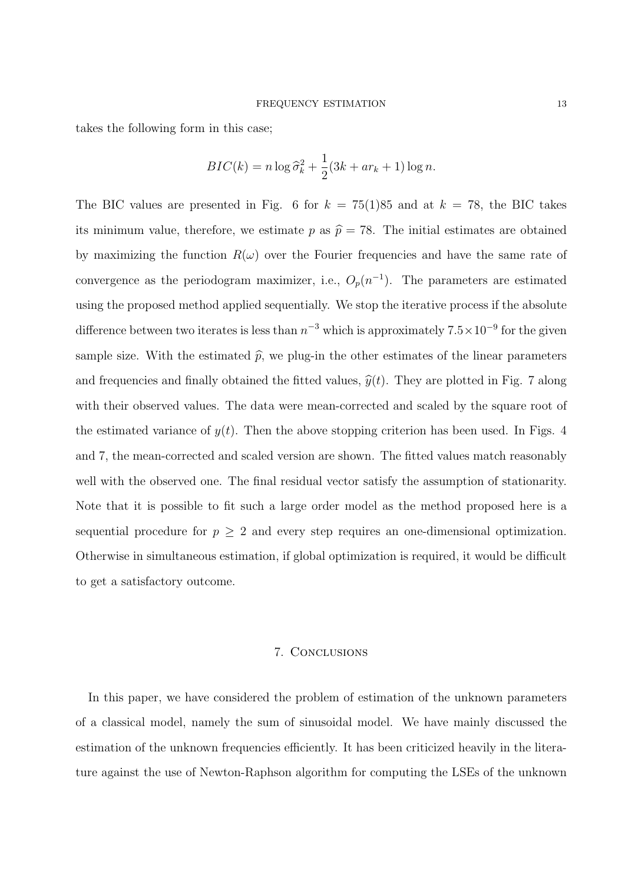takes the following form in this case;

$$BIC(k) = n \log \widehat{\sigma}_k^2 + \frac{1}{2}(3k + ar_k + 1) \log n.$$

The BIC values are presented in Fig. 6 for $k = 75(1)85$ and at $k = 78$, the BIC takes its minimum value, therefore, we estimate $p$ as $\widehat{p} = 78$. The initial estimates are obtained by maximizing the function $R(\omega)$ over the Fourier frequencies and have the same rate of convergence as the periodogram maximizer, i.e., $O_p(n^{-1})$. The parameters are estimated using the proposed method applied sequentially. We stop the iterative process if the absolute difference between two iterates is less than $n^{-3}$ which is approximately $7.5 \times 10^{-9}$ for the given sample size. With the estimated $\widehat{p}$, we plug-in the other estimates of the linear parameters and frequencies and finally obtained the fitted values, $\widehat{y}(t)$. They are plotted in Fig. 7 along with their observed values. The data were mean-corrected and scaled by the square root of the estimated variance of $y(t)$. Then the above stopping criterion has been used. In Figs. 4 and 7, the mean-corrected and scaled version are shown. The fitted values match reasonably well with the observed one. The final residual vector satisfy the assumption of stationarity. Note that it is possible to fit such a large order model as the method proposed here is a sequential procedure for $p \geq 2$ and every step requires an one-dimensional optimization. Otherwise in simultaneous estimation, if global optimization is required, it would be difficult to get a satisfactory outcome.

## 7. Conclusions

In this paper, we have considered the problem of estimation of the unknown parameters of a classical model, namely the sum of sinusoidal model. We have mainly discussed the estimation of the unknown frequencies efficiently. It has been criticized heavily in the literature against the use of Newton-Raphson algorithm for computing the LSEs of the unknown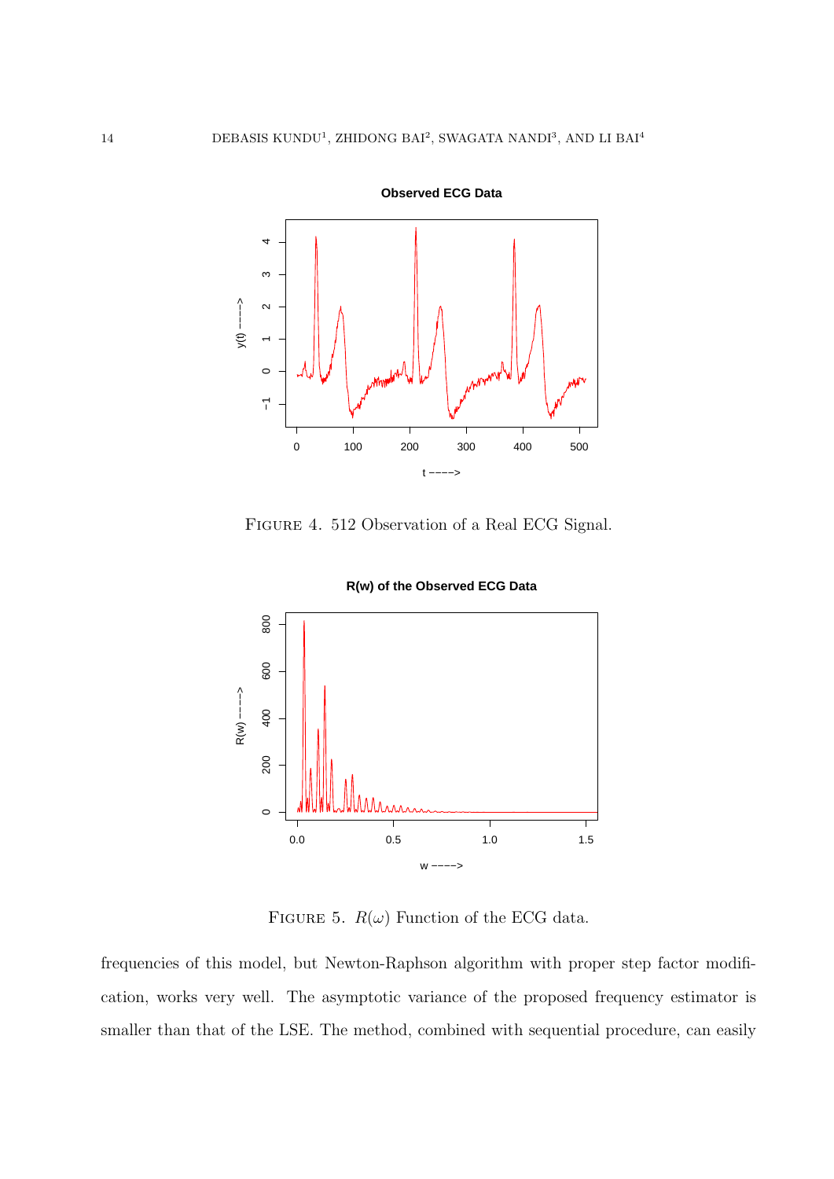FIGURE 4. 512 Observation of a Real ECG Signal.

FIGURE 5. $R(\omega)$ Function of the ECG data.

frequencies of this model, but Newton-Raphson algorithm with proper step factor modification, works very well. The asymptotic variance of the proposed frequency estimator is smaller than that of the LSE. The method, combined with sequential procedure, can easily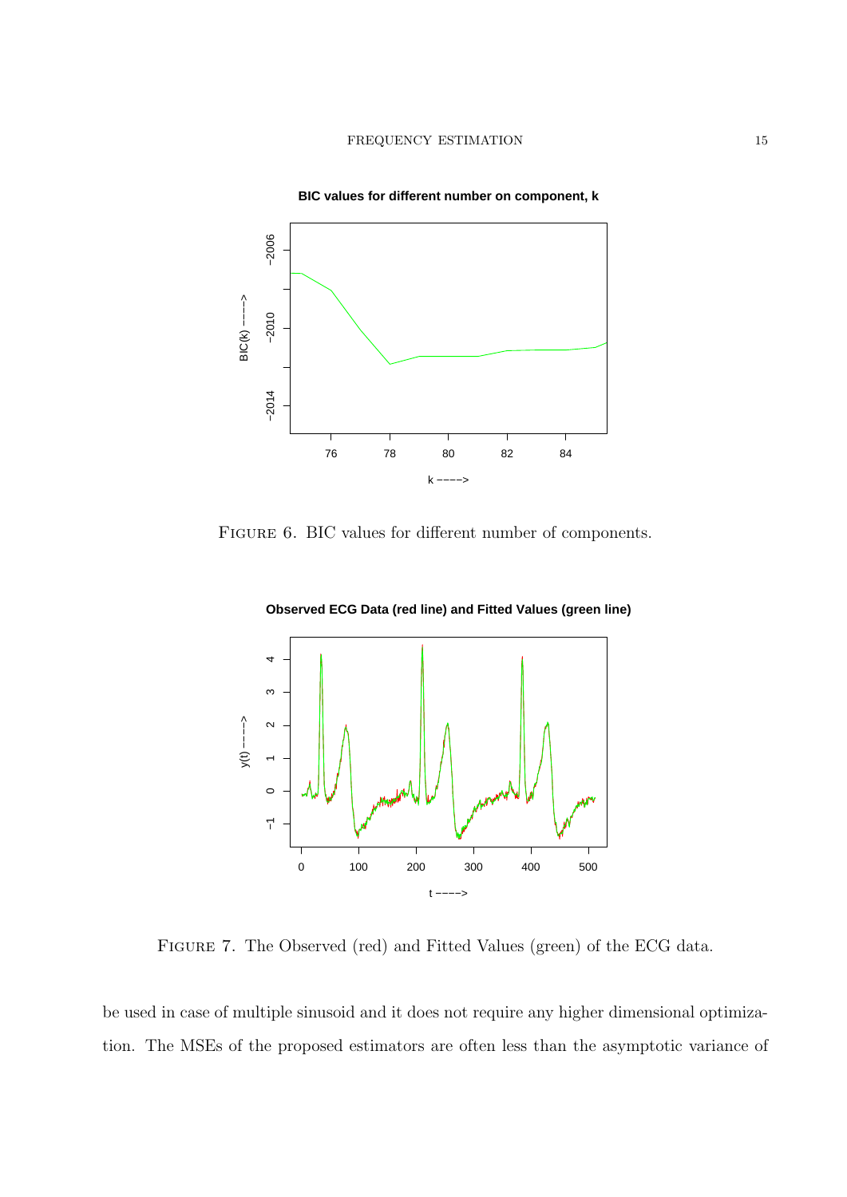Figure 6. BIC values for different number of components.

Figure 7. The Observed (red) and Fitted Values (green) of the ECG data.

be used in case of multiple sinusoid and it does not require any higher dimensional optimization. The MSEs of the proposed estimators are often less than the asymptotic variance of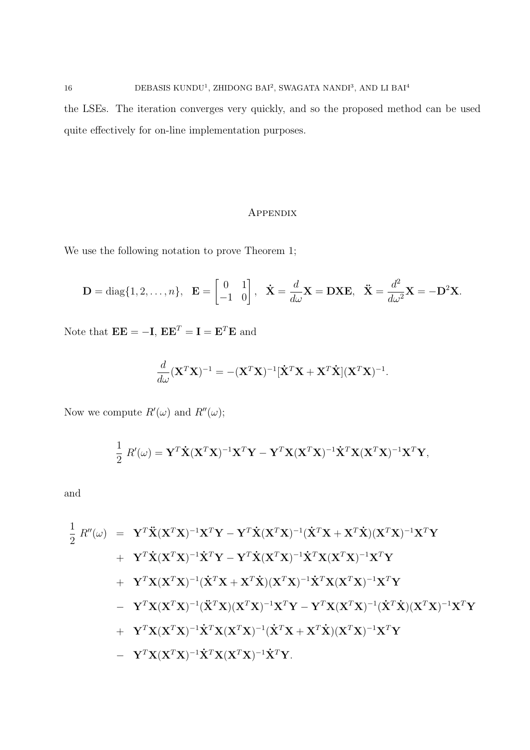the LSEs. The iteration converges very quickly, and so the proposed method can be used quite effectively for on-line implementation purposes.

## Appendix

We use the following notation to prove Theorem 1;

$$\mathbf{D} = \text{diag}\{1, 2, \ldots, n\}, \quad \mathbf{E} = \begin{bmatrix} 0 & 1 \\ -1 & 0 \end{bmatrix}, \quad \dot{\mathbf{X}} = \frac{d}{d\omega}\mathbf{X} = \mathbf{D}\mathbf{X}\mathbf{E}, \quad \ddot{\mathbf{X}} = \frac{d^2}{d\omega^2}\mathbf{X} = -\mathbf{D}^2\mathbf{X}.$$

Note that $\mathbf{E}\mathbf{E} = -\mathbf{I}$, $\mathbf{E}\mathbf{E}^T = \mathbf{I} = \mathbf{E}^T\mathbf{E}$ and

$$\frac{d}{d\omega}(\mathbf{X}^T\mathbf{X})^{-1} = -(\mathbf{X}^T\mathbf{X})^{-1}[\dot{\mathbf{X}}^T\mathbf{X} + \mathbf{X}^T\dot{\mathbf{X}}](\mathbf{X}^T\mathbf{X})^{-1}.$$

Now we compute $R'(\omega)$ and $R''(\omega)$;

$$\frac{1}{2}\, R'(\omega) = \mathbf{Y}^T\dot{\mathbf{X}}(\mathbf{X}^T\mathbf{X})^{-1}\mathbf{X}^T\mathbf{Y} - \mathbf{Y}^T\mathbf{X}(\mathbf{X}^T\mathbf{X})^{-1}\dot{\mathbf{X}}^T\mathbf{X}(\mathbf{X}^T\mathbf{X})^{-1}\mathbf{X}^T\mathbf{Y},$$

and

$$\begin{aligned}
\frac{1}{2}\, R''(\omega) &= \mathbf{Y}^T\ddot{\mathbf{X}}(\mathbf{X}^T\mathbf{X})^{-1}\mathbf{X}^T\mathbf{Y} - \mathbf{Y}^T\dot{\mathbf{X}}(\mathbf{X}^T\mathbf{X})^{-1}(\dot{\mathbf{X}}^T\mathbf{X} + \mathbf{X}^T\dot{\mathbf{X}})(\mathbf{X}^T\mathbf{X})^{-1}\mathbf{X}^T\mathbf{Y} \\
&+ \mathbf{Y}^T\dot{\mathbf{X}}(\mathbf{X}^T\mathbf{X})^{-1}\dot{\mathbf{X}}^T\mathbf{Y} - \mathbf{Y}^T\dot{\mathbf{X}}(\mathbf{X}^T\mathbf{X})^{-1}\dot{\mathbf{X}}^T\mathbf{X}(\mathbf{X}^T\mathbf{X})^{-1}\mathbf{X}^T\mathbf{Y} \\
&+ \mathbf{Y}^T\mathbf{X}(\mathbf{X}^T\mathbf{X})^{-1}(\dot{\mathbf{X}}^T\mathbf{X} + \mathbf{X}^T\dot{\mathbf{X}})(\mathbf{X}^T\mathbf{X})^{-1}\dot{\mathbf{X}}^T\mathbf{X}(\mathbf{X}^T\mathbf{X})^{-1}\mathbf{X}^T\mathbf{Y} \\
&- \mathbf{Y}^T\mathbf{X}(\mathbf{X}^T\mathbf{X})^{-1}(\ddot{\mathbf{X}}^T\mathbf{X})(\mathbf{X}^T\mathbf{X})^{-1}\mathbf{X}^T\mathbf{Y} - \mathbf{Y}^T\mathbf{X}(\mathbf{X}^T\mathbf{X})^{-1}(\dot{\mathbf{X}}^T\dot{\mathbf{X}})(\mathbf{X}^T\mathbf{X})^{-1}\mathbf{X}^T\mathbf{Y} \\
&+ \mathbf{Y}^T\mathbf{X}(\mathbf{X}^T\mathbf{X})^{-1}\dot{\mathbf{X}}^T\mathbf{X}(\mathbf{X}^T\mathbf{X})^{-1}(\dot{\mathbf{X}}^T\mathbf{X} + \mathbf{X}^T\dot{\mathbf{X}})(\mathbf{X}^T\mathbf{X})^{-1}\mathbf{X}^T\mathbf{Y} \\
&- \mathbf{Y}^T\mathbf{X}(\mathbf{X}^T\mathbf{X})^{-1}\dot{\mathbf{X}}^T\mathbf{X}(\mathbf{X}^T\mathbf{X})^{-1}\dot{\mathbf{X}}^T\mathbf{Y}.
\end{aligned}$$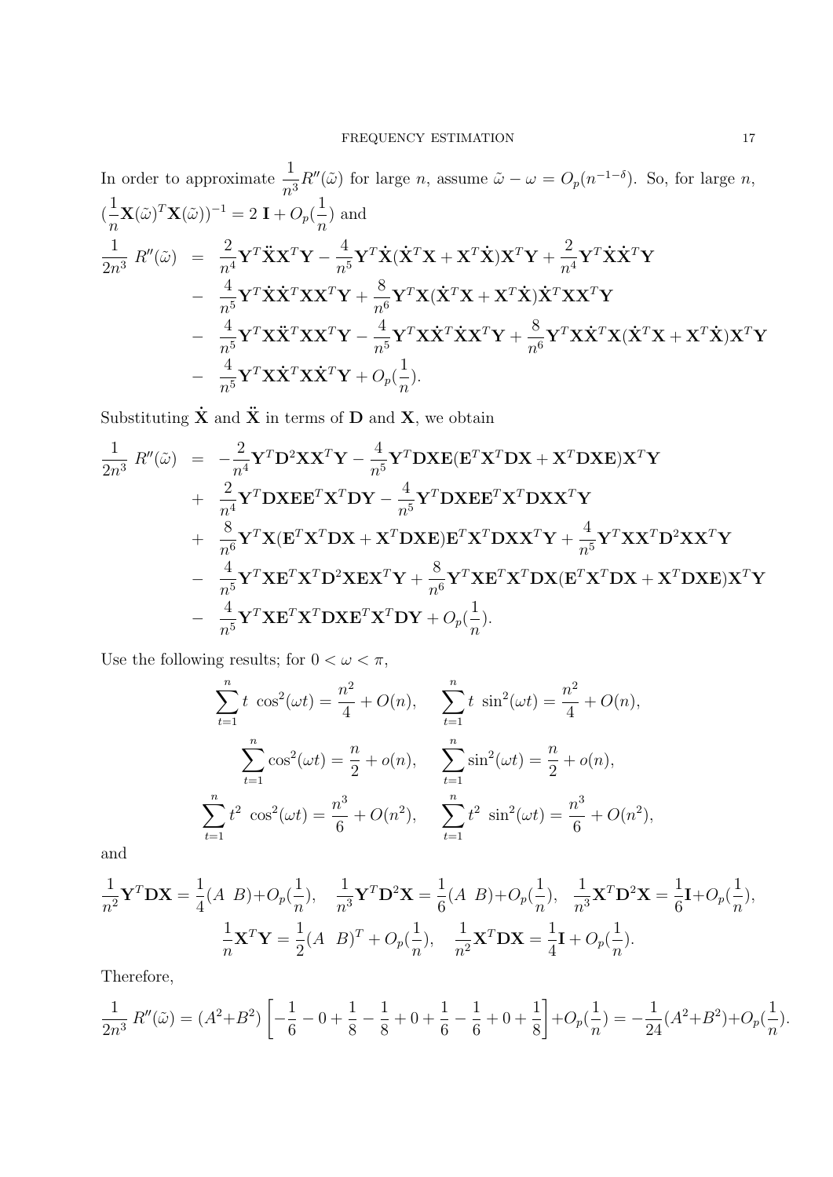In order to approximate $\frac{1}{n^3}R''(\tilde{\omega})$ for large $n$, assume $\tilde{\omega} - \omega = O_p(n^{-1-\delta})$. So, for large $n$, $(\frac{1}{n}\mathbf{X}(\tilde{\omega})^T\mathbf{X}(\tilde{\omega}))^{-1} = 2\ \mathbf{I} + O_p(\frac{1}{n})$ and

$$
\begin{aligned}
\frac{1}{2n^3}\ R''(\tilde{\omega}) &= \frac{2}{n^4}\mathbf{Y}^T\ddot{\mathbf{X}}\mathbf{X}^T\mathbf{Y} - \frac{4}{n^5}\mathbf{Y}^T\dot{\mathbf{X}}(\dot{\mathbf{X}}^T\mathbf{X} + \mathbf{X}^T\dot{\mathbf{X}})\mathbf{X}^T\mathbf{Y} + \frac{2}{n^4}\mathbf{Y}^T\dot{\mathbf{X}}\dot{\mathbf{X}}^T\mathbf{Y} \\
&- \frac{4}{n^5}\mathbf{Y}^T\dot{\mathbf{X}}\dot{\mathbf{X}}^T\mathbf{X}\mathbf{X}^T\mathbf{Y} + \frac{8}{n^6}\mathbf{Y}^T\mathbf{X}(\dot{\mathbf{X}}^T\mathbf{X} + \mathbf{X}^T\dot{\mathbf{X}})\dot{\mathbf{X}}^T\mathbf{X}\mathbf{X}^T\mathbf{Y} \\
&- \frac{4}{n^5}\mathbf{Y}^T\mathbf{X}\ddot{\mathbf{X}}^T\mathbf{X}\mathbf{X}^T\mathbf{Y} - \frac{4}{n^5}\mathbf{Y}^T\mathbf{X}\dot{\mathbf{X}}^T\dot{\mathbf{X}}\mathbf{X}^T\mathbf{Y} + \frac{8}{n^6}\mathbf{Y}^T\mathbf{X}\dot{\mathbf{X}}^T\mathbf{X}(\dot{\mathbf{X}}^T\mathbf{X} + \mathbf{X}^T\dot{\mathbf{X}})\mathbf{X}^T\mathbf{Y} \\
&- \frac{4}{n^5}\mathbf{Y}^T\mathbf{X}\dot{\mathbf{X}}^T\mathbf{X}\dot{\mathbf{X}}^T\mathbf{Y} + O_p(\frac{1}{n}).
\end{aligned}
$$

Substituting $\dot{\mathbf{X}}$ and $\ddot{\mathbf{X}}$ in terms of $\mathbf{D}$ and $\mathbf{X}$, we obtain

$$
\begin{aligned}
\frac{1}{2n^3}\ R''(\tilde{\omega}) &= -\frac{2}{n^4}\mathbf{Y}^T\mathbf{D}^2\mathbf{X}\mathbf{X}^T\mathbf{Y} - \frac{4}{n^5}\mathbf{Y}^T\mathbf{D}\mathbf{X}\mathbf{E}(\mathbf{E}^T\mathbf{X}^T\mathbf{D}\mathbf{X} + \mathbf{X}^T\mathbf{D}\mathbf{X}\mathbf{E})\mathbf{X}^T\mathbf{Y} \\
&+ \frac{2}{n^4}\mathbf{Y}^T\mathbf{D}\mathbf{X}\mathbf{E}\mathbf{E}^T\mathbf{X}^T\mathbf{D}\mathbf{Y} - \frac{4}{n^5}\mathbf{Y}^T\mathbf{D}\mathbf{X}\mathbf{E}\mathbf{E}^T\mathbf{X}^T\mathbf{D}\mathbf{X}\mathbf{X}^T\mathbf{Y} \\
&+ \frac{8}{n^6}\mathbf{Y}^T\mathbf{X}(\mathbf{E}^T\mathbf{X}^T\mathbf{D}\mathbf{X} + \mathbf{X}^T\mathbf{D}\mathbf{X}\mathbf{E})\mathbf{E}^T\mathbf{X}^T\mathbf{D}\mathbf{X}\mathbf{X}^T\mathbf{Y} + \frac{4}{n^5}\mathbf{Y}^T\mathbf{X}\mathbf{X}^T\mathbf{D}^2\mathbf{X}\mathbf{X}^T\mathbf{Y} \\
&- \frac{4}{n^5}\mathbf{Y}^T\mathbf{X}\mathbf{E}^T\mathbf{X}^T\mathbf{D}^2\mathbf{X}\mathbf{E}\mathbf{X}^T\mathbf{Y} + \frac{8}{n^6}\mathbf{Y}^T\mathbf{X}\mathbf{E}^T\mathbf{X}^T\mathbf{D}\mathbf{X}(\mathbf{E}^T\mathbf{X}^T\mathbf{D}\mathbf{X} + \mathbf{X}^T\mathbf{D}\mathbf{X}\mathbf{E})\mathbf{X}^T\mathbf{Y} \\
&- \frac{4}{n^5}\mathbf{Y}^T\mathbf{X}\mathbf{E}^T\mathbf{X}^T\mathbf{D}\mathbf{X}\mathbf{E}^T\mathbf{X}^T\mathbf{D}\mathbf{Y} + O_p(\frac{1}{n}).
\end{aligned}
$$

Use the following results; for $0 < \omega < \pi$,

$$
\sum_{t=1}^{n} t\ \cos^2(\omega t) = \frac{n^2}{4} + O(n), \qquad \sum_{t=1}^{n} t\ \sin^2(\omega t) = \frac{n^2}{4} + O(n),
$$

$$
\sum_{t=1}^{n} \cos^2(\omega t) = \frac{n}{2} + o(n), \qquad \sum_{t=1}^{n} \sin^2(\omega t) = \frac{n}{2} + o(n),
$$

$$
\sum_{t=1}^{n} t^2\ \cos^2(\omega t) = \frac{n^3}{6} + O(n^2), \qquad \sum_{t=1}^{n} t^2\ \sin^2(\omega t) = \frac{n^3}{6} + O(n^2),
$$

and

$$
\frac{1}{n^2}\mathbf{Y}^T\mathbf{D}\mathbf{X} = \frac{1}{4}(A\ \ B) + O_p(\frac{1}{n}), \quad \frac{1}{n^3}\mathbf{Y}^T\mathbf{D}^2\mathbf{X} = \frac{1}{6}(A\ \ B) + O_p(\frac{1}{n}), \quad \frac{1}{n^3}\mathbf{X}^T\mathbf{D}^2\mathbf{X} = \frac{1}{6}\mathbf{I} + O_p(\frac{1}{n}),
$$

$$
\frac{1}{n}\mathbf{X}^T\mathbf{Y} = \frac{1}{2}(A\ \ B)^T + O_p(\frac{1}{n}), \quad \frac{1}{n^2}\mathbf{X}^T\mathbf{D}\mathbf{X} = \frac{1}{4}\mathbf{I} + O_p(\frac{1}{n}).
$$

Therefore,

$$
\frac{1}{2n^3}\ R''(\tilde{\omega}) = (A^2+B^2)\left[-\frac{1}{6} - 0 + \frac{1}{8} - \frac{1}{8} + 0 + \frac{1}{6} - \frac{1}{6} + 0 + \frac{1}{8}\right] + O_p(\frac{1}{n}) = -\frac{1}{24}(A^2+B^2) + O_p(\frac{1}{n}).
$$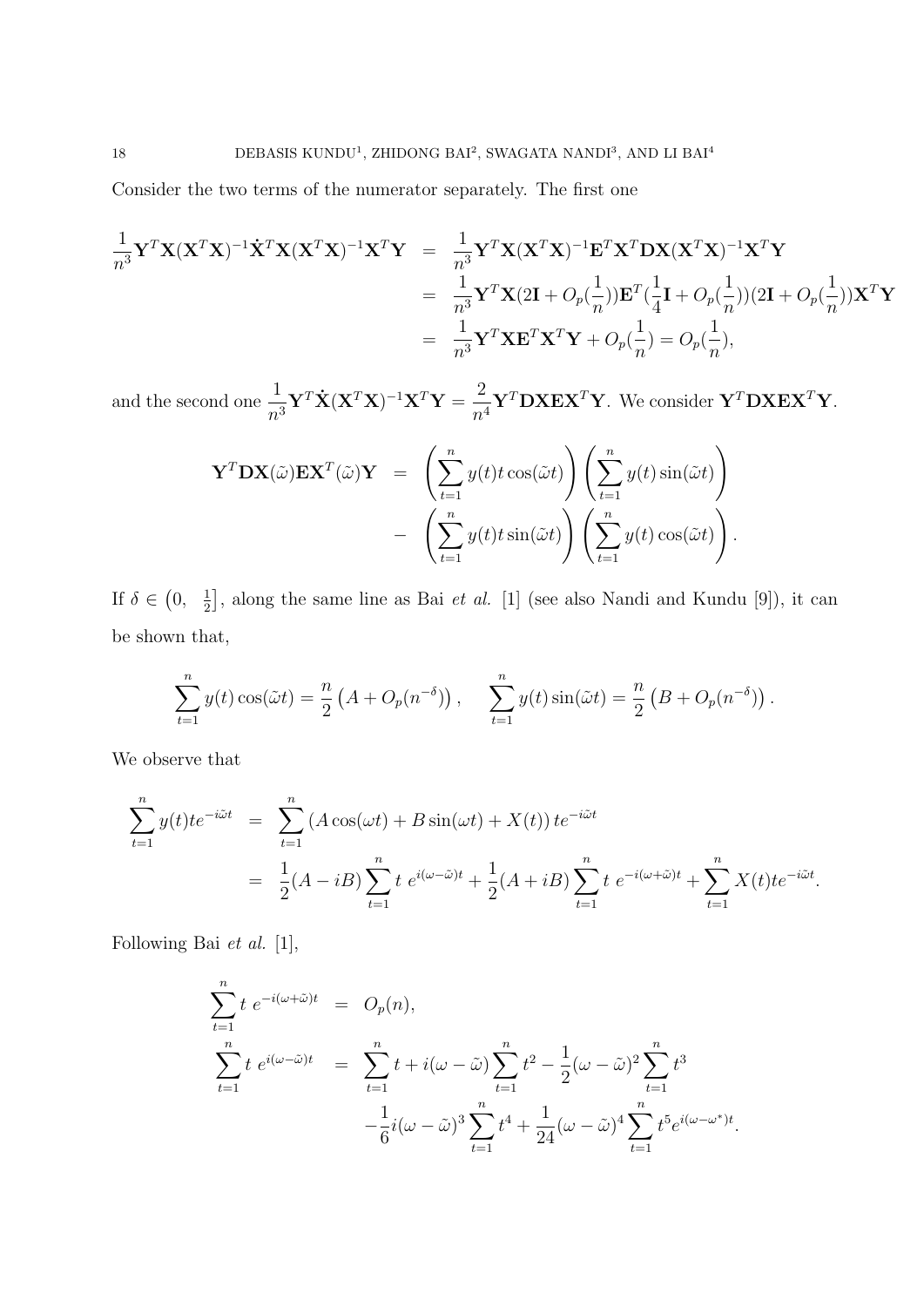Consider the two terms of the numerator separately. The first one

$$
\begin{aligned}
\frac{1}{n^3}\mathbf{Y}^T\mathbf{X}(\mathbf{X}^T\mathbf{X})^{-1}\dot{\mathbf{X}}^T\mathbf{X}(\mathbf{X}^T\mathbf{X})^{-1}\mathbf{X}^T\mathbf{Y} &= \frac{1}{n^3}\mathbf{Y}^T\mathbf{X}(\mathbf{X}^T\mathbf{X})^{-1}\mathbf{E}^T\mathbf{X}^T\mathbf{D}\mathbf{X}(\mathbf{X}^T\mathbf{X})^{-1}\mathbf{X}^T\mathbf{Y} \\
&= \frac{1}{n^3}\mathbf{Y}^T\mathbf{X}(2\mathbf{I}+O_p(\frac{1}{n}))\mathbf{E}^T(\frac{1}{4}\mathbf{I}+O_p(\frac{1}{n}))(2\mathbf{I}+O_p(\frac{1}{n}))\mathbf{X}^T\mathbf{Y} \\
&= \frac{1}{n^3}\mathbf{Y}^T\mathbf{X}\mathbf{E}^T\mathbf{X}^T\mathbf{Y} + O_p(\frac{1}{n}) = O_p(\frac{1}{n}),
\end{aligned}
$$

and the second one $\frac{1}{n^3}\mathbf{Y}^T\dot{\mathbf{X}}(\mathbf{X}^T\mathbf{X})^{-1}\mathbf{X}^T\mathbf{Y} = \frac{2}{n^4}\mathbf{Y}^T\mathbf{D}\mathbf{X}\mathbf{E}\mathbf{X}^T\mathbf{Y}$. We consider $\mathbf{Y}^T\mathbf{D}\mathbf{X}\mathbf{E}\mathbf{X}^T\mathbf{Y}$.

$$
\begin{aligned}
\mathbf{Y}^T\mathbf{D}\mathbf{X}(\tilde{\omega})\mathbf{E}\mathbf{X}^T(\tilde{\omega})\mathbf{Y} &= \left(\sum_{t=1}^{n} y(t)t\cos(\tilde{\omega}t)\right)\left(\sum_{t=1}^{n} y(t)\sin(\tilde{\omega}t)\right) \\
&- \left(\sum_{t=1}^{n} y(t)t\sin(\tilde{\omega}t)\right)\left(\sum_{t=1}^{n} y(t)\cos(\tilde{\omega}t)\right).
\end{aligned}
$$

If $\delta \in \left(0,\ \frac{1}{2}\right]$, along the same line as Bai *et al.* [1] (see also Nandi and Kundu [9]), it can be shown that,

$$
\sum_{t=1}^{n} y(t)\cos(\tilde{\omega}t) = \frac{n}{2}\left(A + O_p(n^{-\delta})\right), \qquad \sum_{t=1}^{n} y(t)\sin(\tilde{\omega}t) = \frac{n}{2}\left(B + O_p(n^{-\delta})\right).
$$

We observe that

$$
\begin{aligned}
\sum_{t=1}^{n} y(t)te^{-i\tilde{\omega}t} &= \sum_{t=1}^{n}\left(A\cos(\omega t) + B\sin(\omega t) + X(t)\right)te^{-i\tilde{\omega}t} \\
&= \frac{1}{2}(A-iB)\sum_{t=1}^{n} t\ e^{i(\omega-\tilde{\omega})t} + \frac{1}{2}(A+iB)\sum_{t=1}^{n} t\ e^{-i(\omega+\tilde{\omega})t} + \sum_{t=1}^{n} X(t)te^{-i\tilde{\omega}t}.
\end{aligned}
$$

Following Bai *et al.* [1],

$$
\begin{aligned}
\sum_{t=1}^{n} t\ e^{-i(\omega+\tilde{\omega})t} &= O_p(n), \\
\sum_{t=1}^{n} t\ e^{i(\omega-\tilde{\omega})t} &= \sum_{t=1}^{n} t + i(\omega-\tilde{\omega})\sum_{t=1}^{n} t^2 - \frac{1}{2}(\omega-\tilde{\omega})^2\sum_{t=1}^{n} t^3 \\
&\quad -\frac{1}{6}i(\omega-\tilde{\omega})^3\sum_{t=1}^{n} t^4 + \frac{1}{24}(\omega-\tilde{\omega})^4\sum_{t=1}^{n} t^5 e^{i(\omega-\omega^*)t}.
\end{aligned}
$$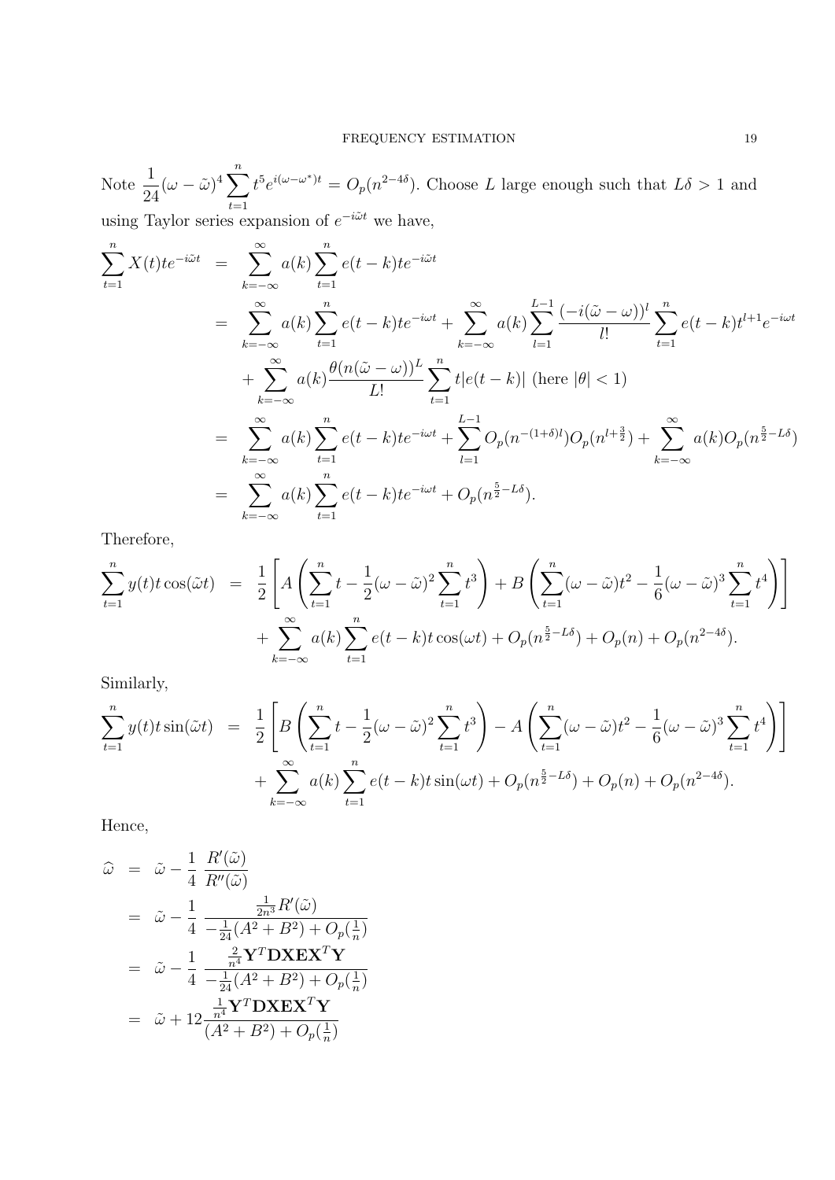Note $\frac{1}{24}(\omega - \tilde{\omega})^4 \sum_{t=1}^{n} t^5 e^{i(\omega - \omega^*)t} = O_p(n^{2-4\delta})$. Choose $L$ large enough such that $L\delta > 1$ and using Taylor series expansion of $e^{-i\tilde{\omega}t}$ we have,

$$
\begin{aligned}
\sum_{t=1}^{n} X(t) t e^{-i\tilde{\omega}t} &= \sum_{k=-\infty}^{\infty} a(k) \sum_{t=1}^{n} e(t-k) t e^{-i\tilde{\omega}t} \\
&= \sum_{k=-\infty}^{\infty} a(k) \sum_{t=1}^{n} e(t-k) t e^{-i\omega t} + \sum_{k=-\infty}^{\infty} a(k) \sum_{l=1}^{L-1} \frac{(-i(\tilde{\omega} - \omega))^l}{l!} \sum_{t=1}^{n} e(t-k) t^{l+1} e^{-i\omega t} \\
&\quad + \sum_{k=-\infty}^{\infty} a(k) \frac{\theta(n(\tilde{\omega} - \omega))^L}{L!} \sum_{t=1}^{n} t |e(t-k)| \text{ (here } |\theta| < 1) \\
&= \sum_{k=-\infty}^{\infty} a(k) \sum_{t=1}^{n} e(t-k) t e^{-i\omega t} + \sum_{l=1}^{L-1} O_p(n^{-(1+\delta)l}) O_p(n^{l+\frac{3}{2}}) + \sum_{k=-\infty}^{\infty} a(k) O_p(n^{\frac{5}{2} - L\delta}) \\
&= \sum_{k=-\infty}^{\infty} a(k) \sum_{t=1}^{n} e(t-k) t e^{-i\omega t} + O_p(n^{\frac{5}{2} - L\delta}).
\end{aligned}
$$

Therefore,

$$
\begin{aligned}
\sum_{t=1}^{n} y(t) t \cos(\tilde{\omega} t) &= \frac{1}{2} \left[ A \left( \sum_{t=1}^{n} t - \frac{1}{2}(\omega - \tilde{\omega})^2 \sum_{t=1}^{n} t^3 \right) + B \left( \sum_{t=1}^{n} (\omega - \tilde{\omega}) t^2 - \frac{1}{6}(\omega - \tilde{\omega})^3 \sum_{t=1}^{n} t^4 \right) \right] \\
&\quad + \sum_{k=-\infty}^{\infty} a(k) \sum_{t=1}^{n} e(t-k) t \cos(\omega t) + O_p(n^{\frac{5}{2} - L\delta}) + O_p(n) + O_p(n^{2-4\delta}).
\end{aligned}
$$

Similarly,

$$
\begin{aligned}
\sum_{t=1}^{n} y(t) t \sin(\tilde{\omega} t) &= \frac{1}{2} \left[ B \left( \sum_{t=1}^{n} t - \frac{1}{2}(\omega - \tilde{\omega})^2 \sum_{t=1}^{n} t^3 \right) - A \left( \sum_{t=1}^{n} (\omega - \tilde{\omega}) t^2 - \frac{1}{6}(\omega - \tilde{\omega})^3 \sum_{t=1}^{n} t^4 \right) \right] \\
&\quad + \sum_{k=-\infty}^{\infty} a(k) \sum_{t=1}^{n} e(t-k) t \sin(\omega t) + O_p(n^{\frac{5}{2} - L\delta}) + O_p(n) + O_p(n^{2-4\delta}).
\end{aligned}
$$

Hence,

$$
\begin{aligned}
\widehat{\omega} &= \tilde{\omega} - \frac{1}{4} \frac{R'(\tilde{\omega})}{R''(\tilde{\omega})} \\
&= \tilde{\omega} - \frac{1}{4} \frac{\frac{1}{2n^3} R'(\tilde{\omega})}{-\frac{1}{24}(A^2 + B^2) + O_p(\frac{1}{n})} \\
&= \tilde{\omega} - \frac{1}{4} \frac{\frac{2}{n^4} \mathbf{Y}^T \mathbf{D} \mathbf{X} \mathbf{E} \mathbf{X}^T \mathbf{Y}}{-\frac{1}{24}(A^2 + B^2) + O_p(\frac{1}{n})} \\
&= \tilde{\omega} + 12 \frac{\frac{1}{n^4} \mathbf{Y}^T \mathbf{D} \mathbf{X} \mathbf{E} \mathbf{X}^T \mathbf{Y}}{(A^2 + B^2) + O_p(\frac{1}{n})}
\end{aligned}
$$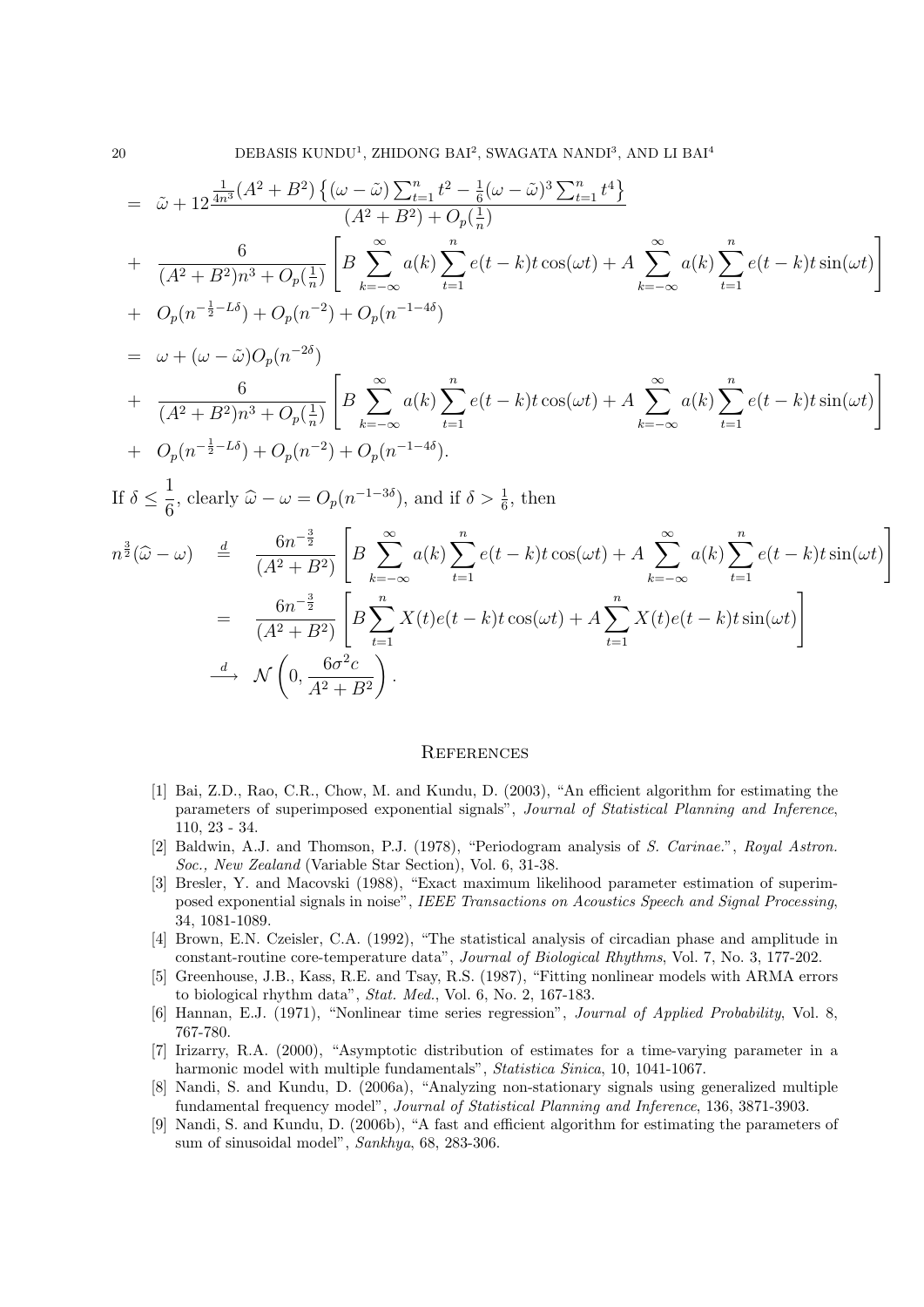$$
\begin{aligned}
&= \tilde{\omega} + 12\frac{\frac{1}{4n^3}(A^2+B^2)\left\{(\omega-\tilde{\omega})\sum_{t=1}^{n} t^2 - \frac{1}{6}(\omega-\tilde{\omega})^3\sum_{t=1}^{n} t^4\right\}}{(A^2+B^2)+O_p(\frac{1}{n})} \\
&+ \frac{6}{(A^2+B^2)n^3+O_p(\frac{1}{n})}\left[B\sum_{k=-\infty}^{\infty} a(k)\sum_{t=1}^{n} e(t-k)t\cos(\omega t) + A\sum_{k=-\infty}^{\infty} a(k)\sum_{t=1}^{n} e(t-k)t\sin(\omega t)\right] \\
&+ O_p(n^{-\frac{1}{2}-L\delta}) + O_p(n^{-2}) + O_p(n^{-1-4\delta}) \\
&= \omega + (\omega-\tilde{\omega})O_p(n^{-2\delta}) \\
&+ \frac{6}{(A^2+B^2)n^3+O_p(\frac{1}{n})}\left[B\sum_{k=-\infty}^{\infty} a(k)\sum_{t=1}^{n} e(t-k)t\cos(\omega t) + A\sum_{k=-\infty}^{\infty} a(k)\sum_{t=1}^{n} e(t-k)t\sin(\omega t)\right] \\
&+ O_p(n^{-\frac{1}{2}-L\delta}) + O_p(n^{-2}) + O_p(n^{-1-4\delta}).
\end{aligned}
$$

If $\delta \leq \dfrac{1}{6}$, clearly $\widehat{\omega} - \omega = O_p(n^{-1-3\delta})$, and if $\delta > \frac{1}{6}$, then

$$
\begin{aligned}
n^{\frac{3}{2}}(\widehat{\omega}-\omega) &\overset{d}{=} \frac{6n^{-\frac{3}{2}}}{(A^2+B^2)}\left[B\sum_{k=-\infty}^{\infty} a(k)\sum_{t=1}^{n} e(t-k)t\cos(\omega t) + A\sum_{k=-\infty}^{\infty} a(k)\sum_{t=1}^{n} e(t-k)t\sin(\omega t)\right] \\
&= \frac{6n^{-\frac{3}{2}}}{(A^2+B^2)}\left[B\sum_{t=1}^{n} X(t)e(t-k)t\cos(\omega t) + A\sum_{t=1}^{n} X(t)e(t-k)t\sin(\omega t)\right] \\
&\xrightarrow{d} \mathcal{N}\left(0, \frac{6\sigma^2 c}{A^2+B^2}\right).
\end{aligned}
$$

## References

[1] Bai, Z.D., Rao, C.R., Chow, M. and Kundu, D. (2003), "An efficient algorithm for estimating the parameters of superimposed exponential signals", *Journal of Statistical Planning and Inference*, 110, 23 - 34.

[2] Baldwin, A.J. and Thomson, P.J. (1978), "Periodogram analysis of *S. Carinae.*", *Royal Astron. Soc., New Zealand* (Variable Star Section), Vol. 6, 31-38.

[3] Bresler, Y. and Macovski (1988), "Exact maximum likelihood parameter estimation of superimposed exponential signals in noise", *IEEE Transactions on Acoustics Speech and Signal Processing*, 34, 1081-1089.

[4] Brown, E.N. Czeisler, C.A. (1992), "The statistical analysis of circadian phase and amplitude in constant-routine core-temperature data", *Journal of Biological Rhythms*, Vol. 7, No. 3, 177-202.

[5] Greenhouse, J.B., Kass, R.E. and Tsay, R.S. (1987), "Fitting nonlinear models with ARMA errors to biological rhythm data", *Stat. Med.*, Vol. 6, No. 2, 167-183.

[6] Hannan, E.J. (1971), "Nonlinear time series regression", *Journal of Applied Probability*, Vol. 8, 767-780.

[7] Irizarry, R.A. (2000), "Asymptotic distribution of estimates for a time-varying parameter in a harmonic model with multiple fundamentals", *Statistica Sinica*, 10, 1041-1067.

[8] Nandi, S. and Kundu, D. (2006a), "Analyzing non-stationary signals using generalized multiple fundamental frequency model", *Journal of Statistical Planning and Inference*, 136, 3871-3903.

[9] Nandi, S. and Kundu, D. (2006b), "A fast and efficient algorithm for estimating the parameters of sum of sinusoidal model", *Sankhya*, 68, 283-306.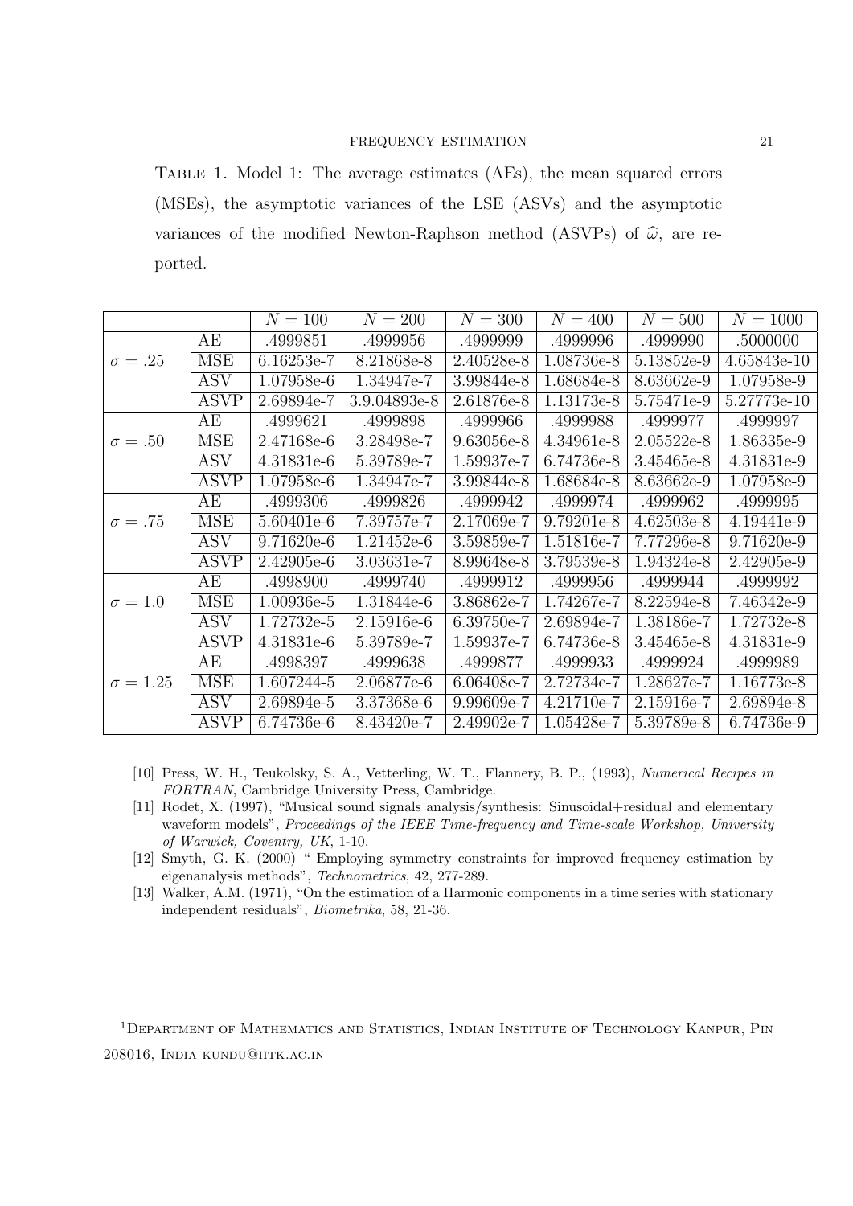Table 1. Model 1: The average estimates (AEs), the mean squared errors (MSEs), the asymptotic variances of the LSE (ASVs) and the asymptotic variances of the modified Newton-Raphson method (ASVPs) of $\widehat{\omega}$, are reported.

| | | $N = 100$ | $N = 200$ | $N = 300$ | $N = 400$ | $N = 500$ | $N = 1000$ |
|---|---|---|---|---|---|---|---|
| $\sigma = .25$ | AE | .4999851 | .4999956 | .4999999 | .4999996 | .4999990 | .5000000 |
| | MSE | 6.16253e-7 | 8.21868e-8 | 2.40528e-8 | 1.08736e-8 | 5.13852e-9 | 4.65843e-10 |
| | ASV | 1.07958e-6 | 1.34947e-7 | 3.99844e-8 | 1.68684e-8 | 8.63662e-9 | 1.07958e-9 |
| | ASVP | 2.69894e-7 | 3.9.04893e-8 | 2.61876e-8 | 1.13173e-8 | 5.75471e-9 | 5.27773e-10 |
| $\sigma = .50$ | AE | .4999621 | .4999898 | .4999966 | .4999988 | .4999977 | .4999997 |
| | MSE | 2.47168e-6 | 3.28498e-7 | 9.63056e-8 | 4.34961e-8 | 2.05522e-8 | 1.86335e-9 |
| | ASV | 4.31831e-6 | 5.39789e-7 | 1.59937e-7 | 6.74736e-8 | 3.45465e-8 | 4.31831e-9 |
| | ASVP | 1.07958e-6 | 1.34947e-7 | 3.99844e-8 | 1.68684e-8 | 8.63662e-9 | 1.07958e-9 |
| $\sigma = .75$ | AE | .4999306 | .4999826 | .4999942 | .4999974 | .4999962 | .4999995 |
| | MSE | 5.60401e-6 | 7.39757e-7 | 2.17069e-7 | 9.79201e-8 | 4.62503e-8 | 4.19441e-9 |
| | ASV | 9.71620e-6 | 1.21452e-6 | 3.59859e-7 | 1.51816e-7 | 7.77296e-8 | 9.71620e-9 |
| | ASVP | 2.42905e-6 | 3.03631e-7 | 8.99648e-8 | 3.79539e-8 | 1.94324e-8 | 2.42905e-9 |
| $\sigma = 1.0$ | AE | .4998900 | .4999740 | .4999912 | .4999956 | .4999944 | .4999992 |
| | MSE | 1.00936e-5 | 1.31844e-6 | 3.86862e-7 | 1.74267e-7 | 8.22594e-8 | 7.46342e-9 |
| | ASV | 1.72732e-5 | 2.15916e-6 | 6.39750e-7 | 2.69894e-7 | 1.38186e-7 | 1.72732e-8 |
| | ASVP | 4.31831e-6 | 5.39789e-7 | 1.59937e-7 | 6.74736e-8 | 3.45465e-8 | 4.31831e-9 |
| $\sigma = 1.25$ | AE | .4998397 | .4999638 | .4999877 | .4999933 | .4999924 | .4999989 |
| | MSE | 1.607244-5 | 2.06877e-6 | 6.06408e-7 | 2.72734e-7 | 1.28627e-7 | 1.16773e-8 |
| | ASV | 2.69894e-5 | 3.37368e-6 | 9.99609e-7 | 4.21710e-7 | 2.15916e-7 | 2.69894e-8 |
| | ASVP | 6.74736e-6 | 8.43420e-7 | 2.49902e-7 | 1.05428e-7 | 5.39789e-8 | 6.74736e-9 |

[10] Press, W. H., Teukolsky, S. A., Vetterling, W. T., Flannery, B. P., (1993), *Numerical Recipes in FORTRAN*, Cambridge University Press, Cambridge.

[11] Rodet, X. (1997), "Musical sound signals analysis/synthesis: Sinusoidal+residual and elementary waveform models", *Proceedings of the IEEE Time-frequency and Time-scale Workshop, University of Warwick, Coventry, UK*, 1-10.

[12] Smyth, G. K. (2000) " Employing symmetry constraints for improved frequency estimation by eigenanalysis methods", *Technometrics*, 42, 277-289.

[13] Walker, A.M. (1971), "On the estimation of a Harmonic components in a time series with stationary independent residuals", *Biometrika*, 58, 21-36.

[1] Department of Mathematics and Statistics, Indian Institute of Technology Kanpur, Pin 208016, India kundu@iitk.ac.in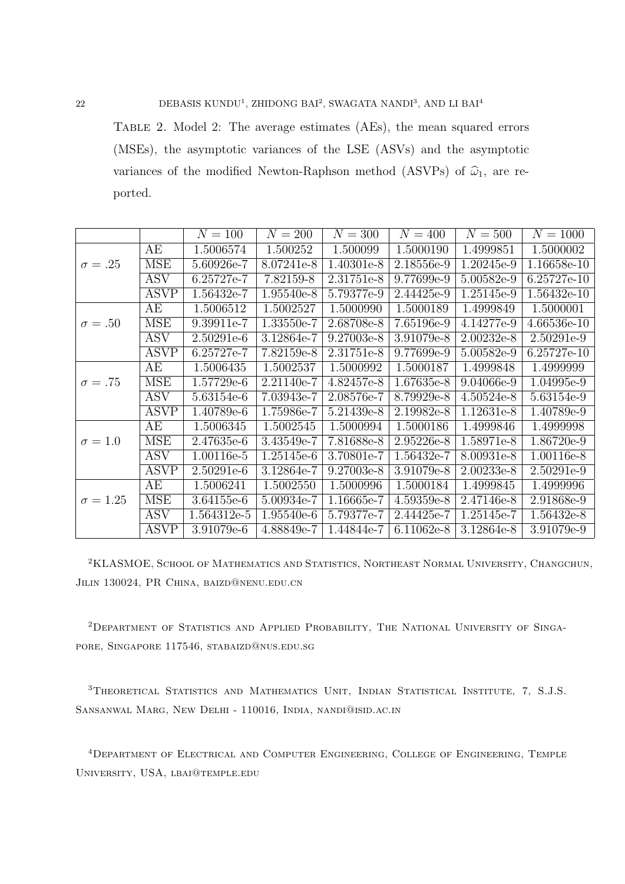Table 2. Model 2: The average estimates (AEs), the mean squared errors (MSEs), the asymptotic variances of the LSE (ASVs) and the asymptotic variances of the modified Newton-Raphson method (ASVPs) of $\widehat{\omega}_1$, are reported.

| | | $N = 100$ | $N = 200$ | $N = 300$ | $N = 400$ | $N = 500$ | $N = 1000$ |
|---|---|---|---|---|---|---|---|
| $\sigma = .25$ | AE | 1.5006574 | 1.500252 | 1.500099 | 1.5000190 | 1.4999851 | 1.5000002 |
| | MSE | 5.60926e-7 | 8.07241e-8 | 1.40301e-8 | 2.18556e-9 | 1.20245e-9 | 1.16658e-10 |
| | ASV | 6.25727e-7 | 7.82159-8 | 2.31751e-8 | 9.77699e-9 | 5.00582e-9 | 6.25727e-10 |
| | ASVP | 1.56432e-7 | 1.95540e-8 | 5.79377e-9 | 2.44425e-9 | 1.25145e-9 | 1.56432e-10 |
| $\sigma = .50$ | AE | 1.5006512 | 1.5002527 | 1.5000990 | 1.5000189 | 1.4999849 | 1.5000001 |
| | MSE | 9.39911e-7 | 1.33550e-7 | 2.68708e-8 | 7.65196e-9 | 4.14277e-9 | 4.66536e-10 |
| | ASV | 2.50291e-6 | 3.12864e-7 | 9.27003e-8 | 3.91079e-8 | 2.00232e-8 | 2.50291e-9 |
| | ASVP | 6.25727e-7 | 7.82159e-8 | 2.31751e-8 | 9.77699e-9 | 5.00582e-9 | 6.25727e-10 |
| $\sigma = .75$ | AE | 1.5006435 | 1.5002537 | 1.5000992 | 1.5000187 | 1.4999848 | 1.4999999 |
| | MSE | 1.57729e-6 | 2.21140e-7 | 4.82457e-8 | 1.67635e-8 | 9.04066e-9 | 1.04995e-9 |
| | ASV | 5.63154e-6 | 7.03943e-7 | 2.08576e-7 | 8.79929e-8 | 4.50524e-8 | 5.63154e-9 |
| | ASVP | 1.40789e-6 | 1.75986e-7 | 5.21439e-8 | 2.19982e-8 | 1.12631e-8 | 1.40789e-9 |
| $\sigma = 1.0$ | AE | 1.5006345 | 1.5002545 | 1.5000994 | 1.5000186 | 1.4999846 | 1.4999998 |
| | MSE | 2.47635e-6 | 3.43549e-7 | 7.81688e-8 | 2.95226e-8 | 1.58971e-8 | 1.86720e-9 |
| | ASV | 1.00116e-5 | 1.25145e-6 | 3.70801e-7 | 1.56432e-7 | 8.00931e-8 | 1.00116e-8 |
| | ASVP | 2.50291e-6 | 3.12864e-7 | 9.27003e-8 | 3.91079e-8 | 2.00233e-8 | 2.50291e-9 |
| $\sigma = 1.25$ | AE | 1.5006241 | 1.5002550 | 1.5000996 | 1.5000184 | 1.4999845 | 1.4999996 |
| | MSE | 3.64155e-6 | 5.00934e-7 | 1.16665e-7 | 4.59359e-8 | 2.47146e-8 | 2.91868e-9 |
| | ASV | 1.564312e-5 | 1.95540e-6 | 5.79377e-7 | 2.44425e-7 | 1.25145e-7 | 1.56432e-8 |
| | ASVP | 3.91079e-6 | 4.88849e-7 | 1.44844e-7 | 6.11062e-8 | 3.12864e-8 | 3.91079e-9 |

[2]KLASMOE, School of Mathematics and Statistics, Northeast Normal University, Changchun, Jilin 130024, PR China, baizd@nenu.edu.cn

[2]Department of Statistics and Applied Probability, The National University of Singapore, Singapore 117546, stabaizd@nus.edu.sg

[3]Theoretical Statistics and Mathematics Unit, Indian Statistical Institute, 7, S.J.S. Sansanwal Marg, New Delhi - 110016, India, nandi@isid.ac.in

[4]Department of Electrical and Computer Engineering, College of Engineering, Temple University, USA, lbai@temple.edu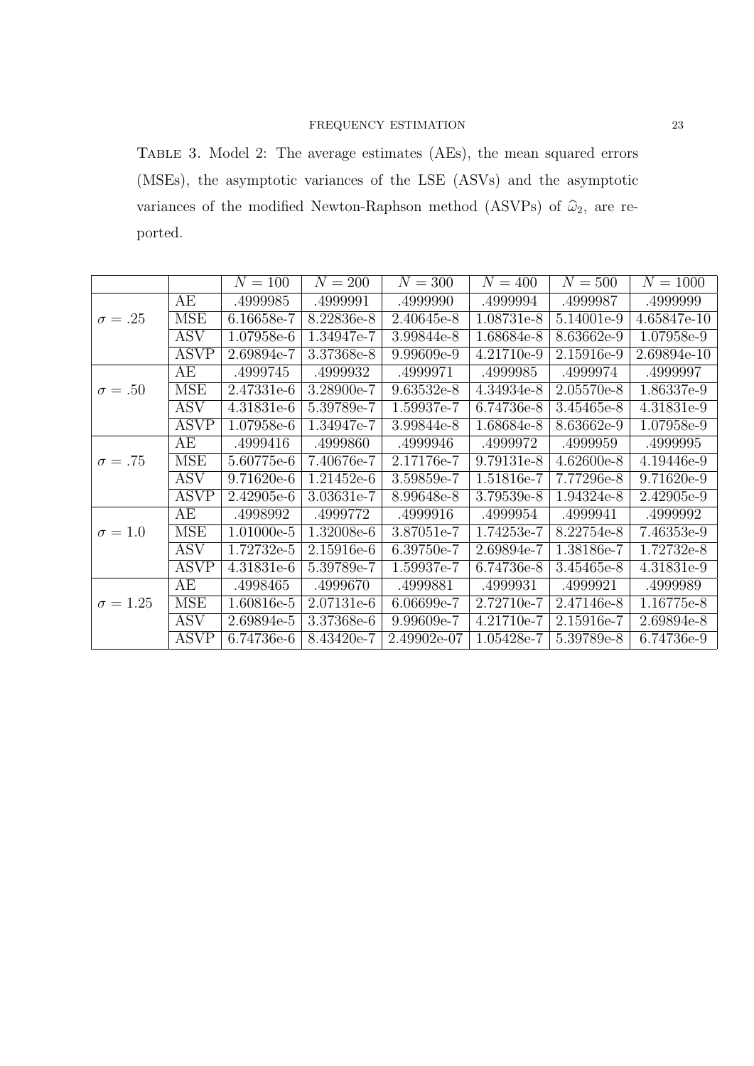Table 3. Model 2: The average estimates (AEs), the mean squared errors (MSEs), the asymptotic variances of the LSE (ASVs) and the asymptotic variances of the modified Newton-Raphson method (ASVPs) of $\widehat{\omega}_2$, are reported.

| | | $N = 100$ | $N = 200$ | $N = 300$ | $N = 400$ | $N = 500$ | $N = 1000$ |
|---|---|---|---|---|---|---|---|
| $\sigma = .25$ | AE | .4999985 | .4999991 | .4999990 | .4999994 | .4999987 | .4999999 |
| | MSE | 6.16658e-7 | 8.22836e-8 | 2.40645e-8 | 1.08731e-8 | 5.14001e-9 | 4.65847e-10 |
| | ASV | 1.07958e-6 | 1.34947e-7 | 3.99844e-8 | 1.68684e-8 | 8.63662e-9 | 1.07958e-9 |
| | ASVP | 2.69894e-7 | 3.37368e-8 | 9.99609e-9 | 4.21710e-9 | 2.15916e-9 | 2.69894e-10 |
| $\sigma = .50$ | AE | .4999745 | .4999932 | .4999971 | .4999985 | .4999974 | .4999997 |
| | MSE | 2.47331e-6 | 3.28900e-7 | 9.63532e-8 | 4.34934e-8 | 2.05570e-8 | 1.86337e-9 |
| | ASV | 4.31831e-6 | 5.39789e-7 | 1.59937e-7 | 6.74736e-8 | 3.45465e-8 | 4.31831e-9 |
| | ASVP | 1.07958e-6 | 1.34947e-7 | 3.99844e-8 | 1.68684e-8 | 8.63662e-9 | 1.07958e-9 |
| $\sigma = .75$ | AE | .4999416 | .4999860 | .4999946 | .4999972 | .4999959 | .4999995 |
| | MSE | 5.60775e-6 | 7.40676e-7 | 2.17176e-7 | 9.79131e-8 | 4.62600e-8 | 4.19446e-9 |
| | ASV | 9.71620e-6 | 1.21452e-6 | 3.59859e-7 | 1.51816e-7 | 7.77296e-8 | 9.71620e-9 |
| | ASVP | 2.42905e-6 | 3.03631e-7 | 8.99648e-8 | 3.79539e-8 | 1.94324e-8 | 2.42905e-9 |
| $\sigma = 1.0$ | AE | .4998992 | .4999772 | .4999916 | .4999954 | .4999941 | .4999992 |
| | MSE | 1.01000e-5 | 1.32008e-6 | 3.87051e-7 | 1.74253e-7 | 8.22754e-8 | 7.46353e-9 |
| | ASV | 1.72732e-5 | 2.15916e-6 | 6.39750e-7 | 2.69894e-7 | 1.38186e-7 | 1.72732e-8 |
| | ASVP | 4.31831e-6 | 5.39789e-7 | 1.59937e-7 | 6.74736e-8 | 3.45465e-8 | 4.31831e-9 |
| $\sigma = 1.25$ | AE | .4998465 | .4999670 | .4999881 | .4999931 | .4999921 | .4999989 |
| | MSE | 1.60816e-5 | 2.07131e-6 | 6.06699e-7 | 2.72710e-7 | 2.47146e-8 | 1.16775e-8 |
| | ASV | 2.69894e-5 | 3.37368e-6 | 9.99609e-7 | 4.21710e-7 | 2.15916e-7 | 2.69894e-8 |
| | ASVP | 6.74736e-6 | 8.43420e-7 | 2.49902e-07 | 1.05428e-7 | 5.39789e-8 | 6.74736e-9 |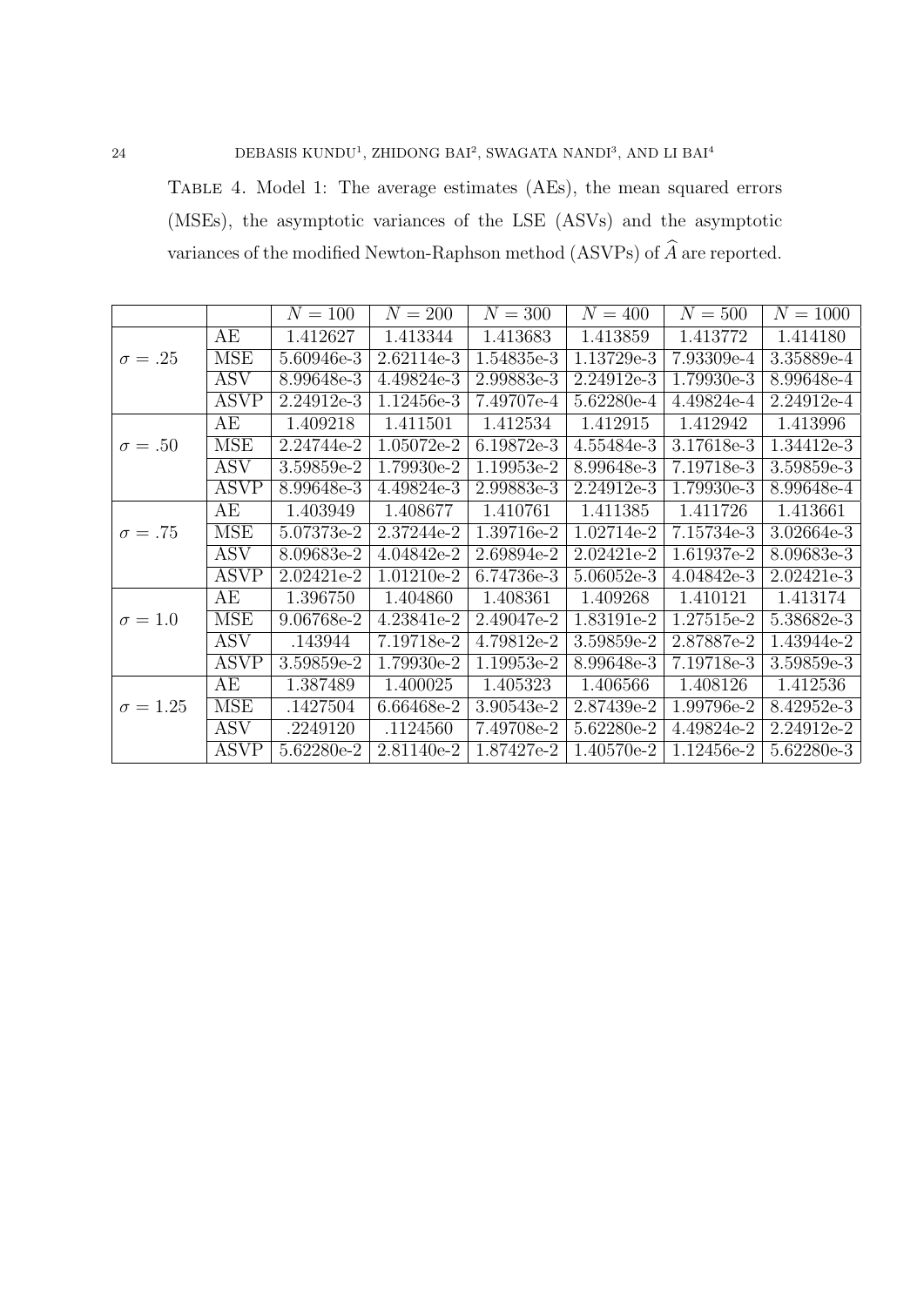Table 4. Model 1: The average estimates (AEs), the mean squared errors (MSEs), the asymptotic variances of the LSE (ASVs) and the asymptotic variances of the modified Newton-Raphson method (ASVPs) of $\widehat{A}$ are reported.

| | | $N = 100$ | $N = 200$ | $N = 300$ | $N = 400$ | $N = 500$ | $N = 1000$ |
|---|---|---|---|---|---|---|---|
| $\sigma = .25$ | AE | 1.412627 | 1.413344 | 1.413683 | 1.413859 | 1.413772 | 1.414180 |
| | MSE | 5.60946e-3 | 2.62114e-3 | 1.54835e-3 | 1.13729e-3 | 7.93309e-4 | 3.35889e-4 |
| | ASV | 8.99648e-3 | 4.49824e-3 | 2.99883e-3 | 2.24912e-3 | 1.79930e-3 | 8.99648e-4 |
| | ASVP | 2.24912e-3 | 1.12456e-3 | 7.49707e-4 | 5.62280e-4 | 4.49824e-4 | 2.24912e-4 |
| $\sigma = .50$ | AE | 1.409218 | 1.411501 | 1.412534 | 1.412915 | 1.412942 | 1.413996 |
| | MSE | 2.24744e-2 | 1.05072e-2 | 6.19872e-3 | 4.55484e-3 | 3.17618e-3 | 1.34412e-3 |
| | ASV | 3.59859e-2 | 1.79930e-2 | 1.19953e-2 | 8.99648e-3 | 7.19718e-3 | 3.59859e-3 |
| | ASVP | 8.99648e-3 | 4.49824e-3 | 2.99883e-3 | 2.24912e-3 | 1.79930e-3 | 8.99648e-4 |
| $\sigma = .75$ | AE | 1.403949 | 1.408677 | 1.410761 | 1.411385 | 1.411726 | 1.413661 |
| | MSE | 5.07373e-2 | 2.37244e-2 | 1.39716e-2 | 1.02714e-2 | 7.15734e-3 | 3.02664e-3 |
| | ASV | 8.09683e-2 | 4.04842e-2 | 2.69894e-2 | 2.02421e-2 | 1.61937e-2 | 8.09683e-3 |
| | ASVP | 2.02421e-2 | 1.01210e-2 | 6.74736e-3 | 5.06052e-3 | 4.04842e-3 | 2.02421e-3 |
| $\sigma = 1.0$ | AE | 1.396750 | 1.404860 | 1.408361 | 1.409268 | 1.410121 | 1.413174 |
| | MSE | 9.06768e-2 | 4.23841e-2 | 2.49047e-2 | 1.83191e-2 | 1.27515e-2 | 5.38682e-3 |
| | ASV | .143944 | 7.19718e-2 | 4.79812e-2 | 3.59859e-2 | 2.87887e-2 | 1.43944e-2 |
| | ASVP | 3.59859e-2 | 1.79930e-2 | 1.19953e-2 | 8.99648e-3 | 7.19718e-3 | 3.59859e-3 |
| $\sigma = 1.25$ | AE | 1.387489 | 1.400025 | 1.405323 | 1.406566 | 1.408126 | 1.412536 |
| | MSE | .1427504 | 6.66468e-2 | 3.90543e-2 | 2.87439e-2 | 1.99796e-2 | 8.42952e-3 |
| | ASV | .2249120 | .1124560 | 7.49708e-2 | 5.62280e-2 | 4.49824e-2 | 2.24912e-2 |
| | ASVP | 5.62280e-2 | 2.81140e-2 | 1.87427e-2 | 1.40570e-2 | 1.12456e-2 | 5.62280e-3 |